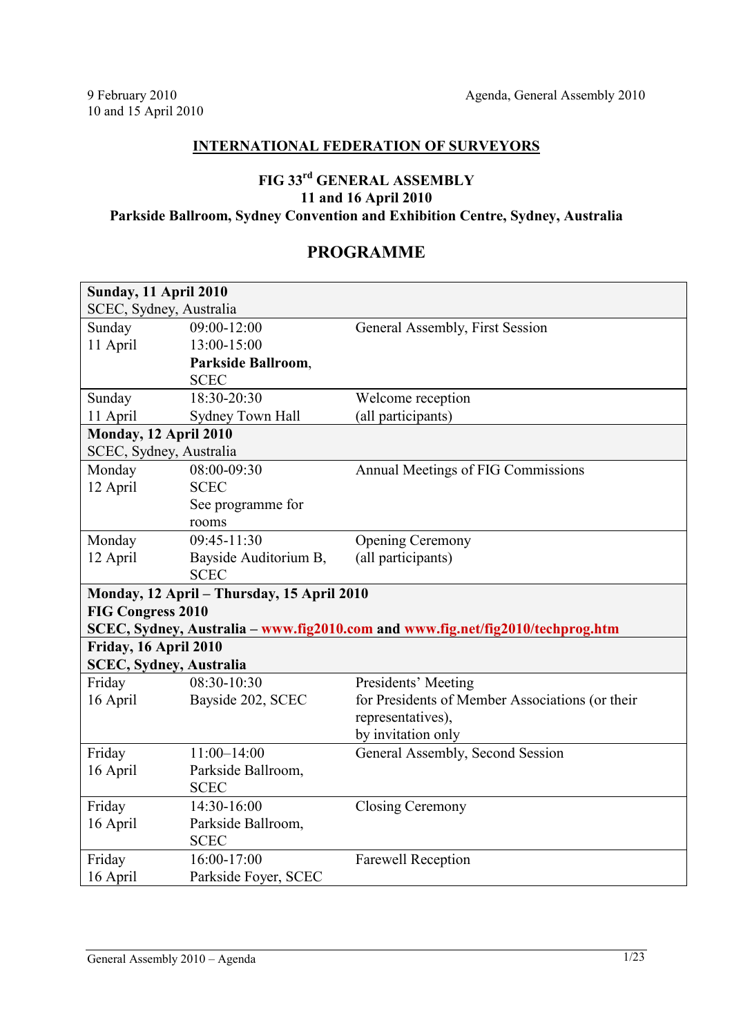9 February 2010
10 and 15 April 2010

Agenda, General Assembly 2010

# INTERNATIONAL FEDERATION OF SURVEYORS

## FIG 33rd GENERAL ASSEMBLY
## 11 and 16 April 2010
## Parkside Ballroom, Sydney Convention and Exhibition Centre, Sydney, Australia

# PROGRAMME

| **Sunday, 11 April 2010**<br>SCEC, Sydney, Australia | | |
|---|---|---|
| Sunday<br>11 April | 09:00-12:00<br>13:00-15:00<br>**Parkside Ballroom**, SCEC | General Assembly, First Session |
| Sunday<br>11 April | 18:30-20:30<br>Sydney Town Hall | Welcome reception<br>(all participants) |
| **Monday, 12 April 2010**<br>SCEC, Sydney, Australia | | |
| Monday<br>12 April | 08:00-09:30<br>SCEC<br>See programme for rooms | Annual Meetings of FIG Commissions |
| Monday<br>12 April | 09:45-11:30<br>Bayside Auditorium B, SCEC | Opening Ceremony<br>(all participants) |
| **Monday, 12 April – Thursday, 15 April 2010**<br>**FIG Congress 2010**<br>**SCEC, Sydney, Australia – www.fig2010.com and www.fig.net/fig2010/techprog.htm** | | |
| **Friday, 16 April 2010**<br>**SCEC, Sydney, Australia** | | |
| Friday<br>16 April | 08:30-10:30<br>Bayside 202, SCEC | Presidents' Meeting<br>for Presidents of Member Associations (or their representatives),<br>by invitation only |
| Friday<br>16 April | 11:00–14:00<br>Parkside Ballroom, SCEC | General Assembly, Second Session |
| Friday<br>16 April | 14:30-16:00<br>Parkside Ballroom, SCEC | Closing Ceremony |
| Friday<br>16 April | 16:00-17:00<br>Parkside Foyer, SCEC | Farewell Reception |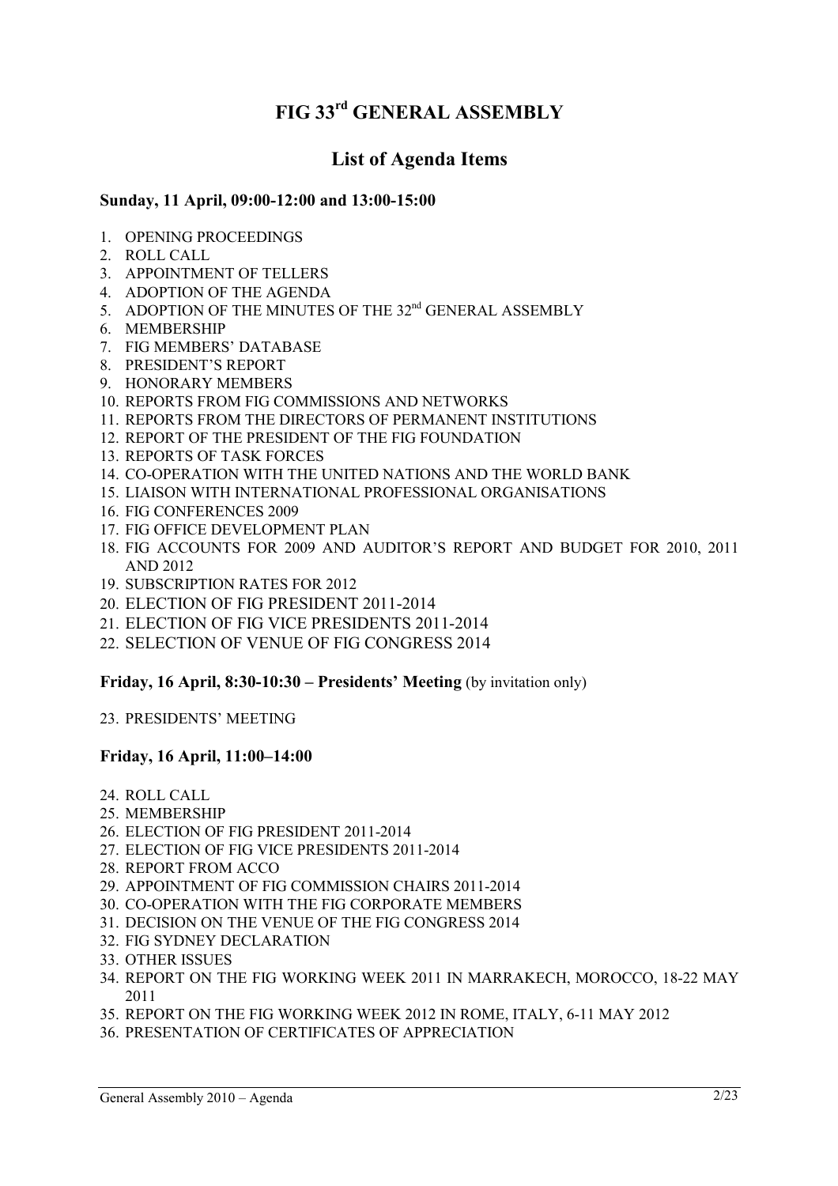# FIG 33rd GENERAL ASSEMBLY

## List of Agenda Items

**Sunday, 11 April, 09:00-12:00 and 13:00-15:00**

1. OPENING PROCEEDINGS
2. ROLL CALL
3. APPOINTMENT OF TELLERS
4. ADOPTION OF THE AGENDA
5. ADOPTION OF THE MINUTES OF THE 32nd GENERAL ASSEMBLY
6. MEMBERSHIP
7. FIG MEMBERS' DATABASE
8. PRESIDENT'S REPORT
9. HONORARY MEMBERS
10. REPORTS FROM FIG COMMISSIONS AND NETWORKS
11. REPORTS FROM THE DIRECTORS OF PERMANENT INSTITUTIONS
12. REPORT OF THE PRESIDENT OF THE FIG FOUNDATION
13. REPORTS OF TASK FORCES
14. CO-OPERATION WITH THE UNITED NATIONS AND THE WORLD BANK
15. LIAISON WITH INTERNATIONAL PROFESSIONAL ORGANISATIONS
16. FIG CONFERENCES 2009
17. FIG OFFICE DEVELOPMENT PLAN
18. FIG ACCOUNTS FOR 2009 AND AUDITOR'S REPORT AND BUDGET FOR 2010, 2011 AND 2012
19. SUBSCRIPTION RATES FOR 2012
20. ELECTION OF FIG PRESIDENT 2011-2014
21. ELECTION OF FIG VICE PRESIDENTS 2011-2014
22. SELECTION OF VENUE OF FIG CONGRESS 2014

**Friday, 16 April, 8:30-10:30 – Presidents' Meeting** (by invitation only)

23. PRESIDENTS' MEETING

**Friday, 16 April, 11:00–14:00**

24. ROLL CALL
25. MEMBERSHIP
26. ELECTION OF FIG PRESIDENT 2011-2014
27. ELECTION OF FIG VICE PRESIDENTS 2011-2014
28. REPORT FROM ACCO
29. APPOINTMENT OF FIG COMMISSION CHAIRS 2011-2014
30. CO-OPERATION WITH THE FIG CORPORATE MEMBERS
31. DECISION ON THE VENUE OF THE FIG CONGRESS 2014
32. FIG SYDNEY DECLARATION
33. OTHER ISSUES
34. REPORT ON THE FIG WORKING WEEK 2011 IN MARRAKECH, MOROCCO, 18-22 MAY 2011
35. REPORT ON THE FIG WORKING WEEK 2012 IN ROME, ITALY, 6-11 MAY 2012
36. PRESENTATION OF CERTIFICATES OF APPRECIATION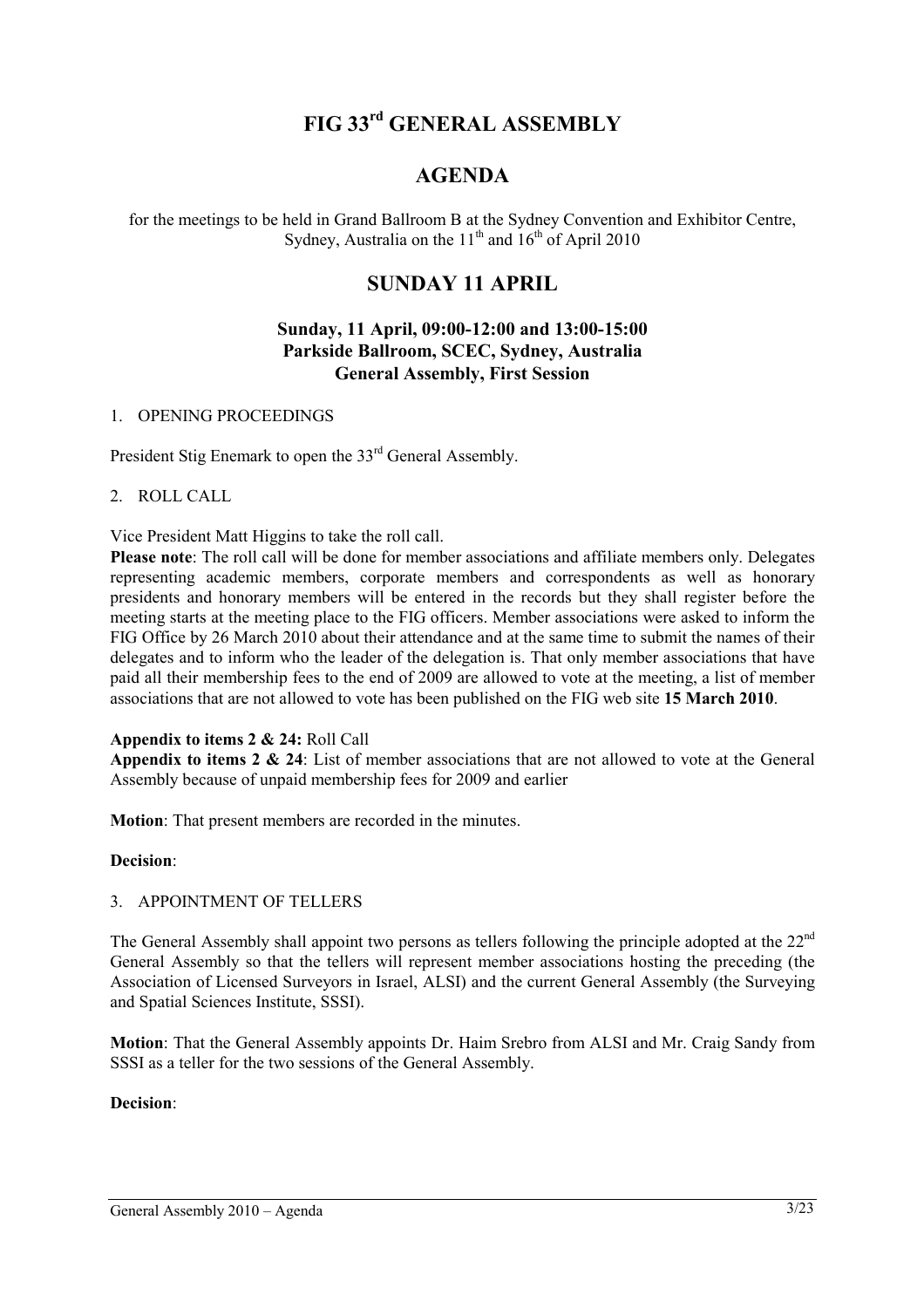# FIG 33rd GENERAL ASSEMBLY

## AGENDA

for the meetings to be held in Grand Ballroom B at the Sydney Convention and Exhibitor Centre, Sydney, Australia on the 11th and 16th of April 2010

## SUNDAY 11 APRIL

### Sunday, 11 April, 09:00-12:00 and 13:00-15:00
### Parkside Ballroom, SCEC, Sydney, Australia
### General Assembly, First Session

1. OPENING PROCEEDINGS

President Stig Enemark to open the 33rd General Assembly.

2. ROLL CALL

Vice President Matt Higgins to take the roll call.

**Please note**: The roll call will be done for member associations and affiliate members only. Delegates representing academic members, corporate members and correspondents as well as honorary presidents and honorary members will be entered in the records but they shall register before the meeting starts at the meeting place to the FIG officers. Member associations were asked to inform the FIG Office by 26 March 2010 about their attendance and at the same time to submit the names of their delegates and to inform who the leader of the delegation is. That only member associations that have paid all their membership fees to the end of 2009 are allowed to vote at the meeting, a list of member associations that are not allowed to vote has been published on the FIG web site **15 March 2010**.

**Appendix to items 2 & 24:** Roll Call

**Appendix to items 2 & 24**: List of member associations that are not allowed to vote at the General Assembly because of unpaid membership fees for 2009 and earlier

**Motion**: That present members are recorded in the minutes.

**Decision**:

3. APPOINTMENT OF TELLERS

The General Assembly shall appoint two persons as tellers following the principle adopted at the 22nd General Assembly so that the tellers will represent member associations hosting the preceding (the Association of Licensed Surveyors in Israel, ALSI) and the current General Assembly (the Surveying and Spatial Sciences Institute, SSSI).

**Motion**: That the General Assembly appoints Dr. Haim Srebro from ALSI and Mr. Craig Sandy from SSSI as a teller for the two sessions of the General Assembly.

**Decision**: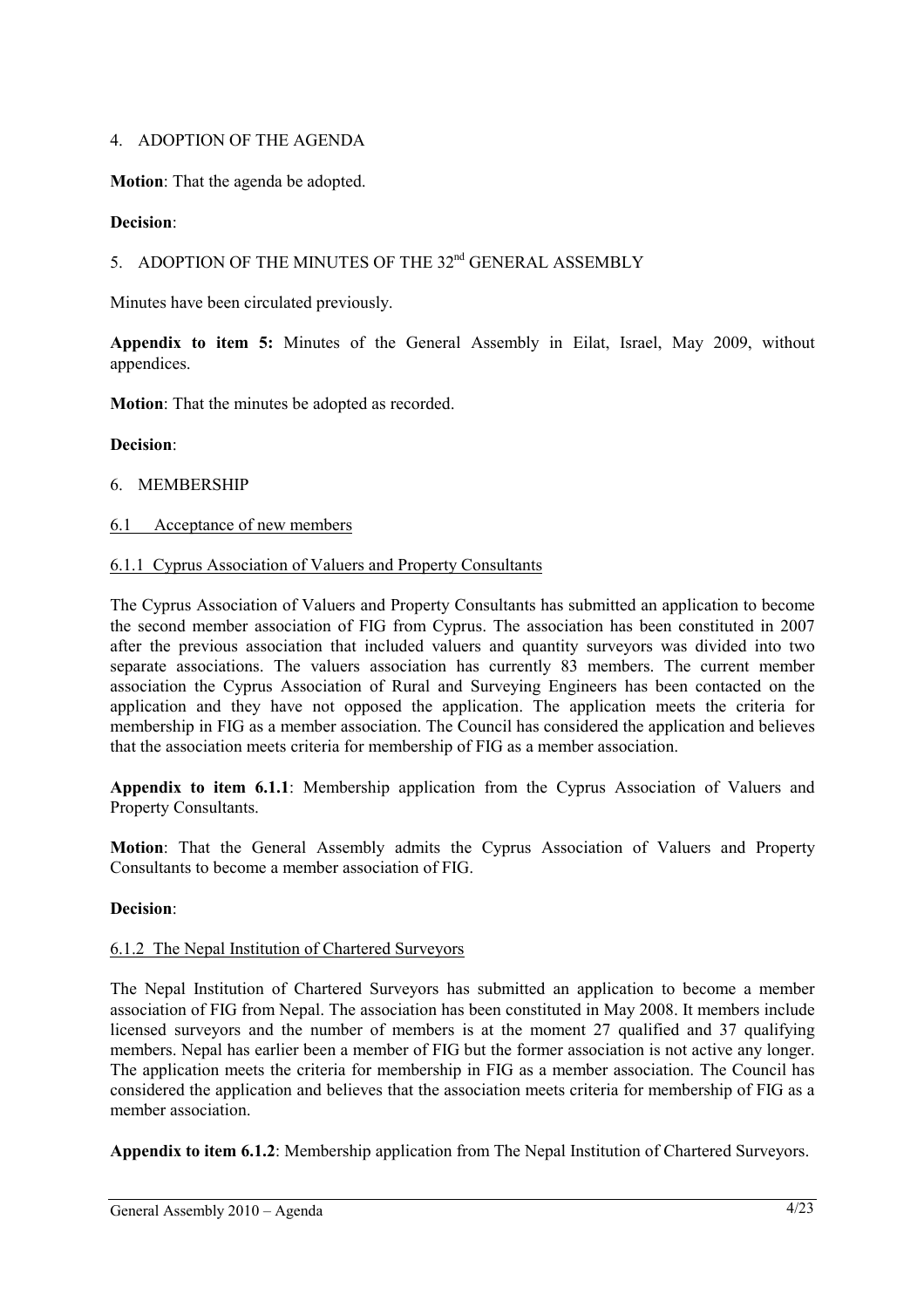## 4. ADOPTION OF THE AGENDA

**Motion**: That the agenda be adopted.

**Decision**:

## 5. ADOPTION OF THE MINUTES OF THE 32nd GENERAL ASSEMBLY

Minutes have been circulated previously.

**Appendix to item 5:** Minutes of the General Assembly in Eilat, Israel, May 2009, without appendices.

**Motion**: That the minutes be adopted as recorded.

**Decision**:

## 6. MEMBERSHIP

### 6.1 Acceptance of new members

#### 6.1.1 Cyprus Association of Valuers and Property Consultants

The Cyprus Association of Valuers and Property Consultants has submitted an application to become the second member association of FIG from Cyprus. The association has been constituted in 2007 after the previous association that included valuers and quantity surveyors was divided into two separate associations. The valuers association has currently 83 members. The current member association the Cyprus Association of Rural and Surveying Engineers has been contacted on the application and they have not opposed the application. The application meets the criteria for membership in FIG as a member association. The Council has considered the application and believes that the association meets criteria for membership of FIG as a member association.

**Appendix to item 6.1.1**: Membership application from the Cyprus Association of Valuers and Property Consultants.

**Motion**: That the General Assembly admits the Cyprus Association of Valuers and Property Consultants to become a member association of FIG.

**Decision**:

#### 6.1.2 The Nepal Institution of Chartered Surveyors

The Nepal Institution of Chartered Surveyors has submitted an application to become a member association of FIG from Nepal. The association has been constituted in May 2008. It members include licensed surveyors and the number of members is at the moment 27 qualified and 37 qualifying members. Nepal has earlier been a member of FIG but the former association is not active any longer. The application meets the criteria for membership in FIG as a member association. The Council has considered the application and believes that the association meets criteria for membership of FIG as a member association.

**Appendix to item 6.1.2**: Membership application from The Nepal Institution of Chartered Surveyors.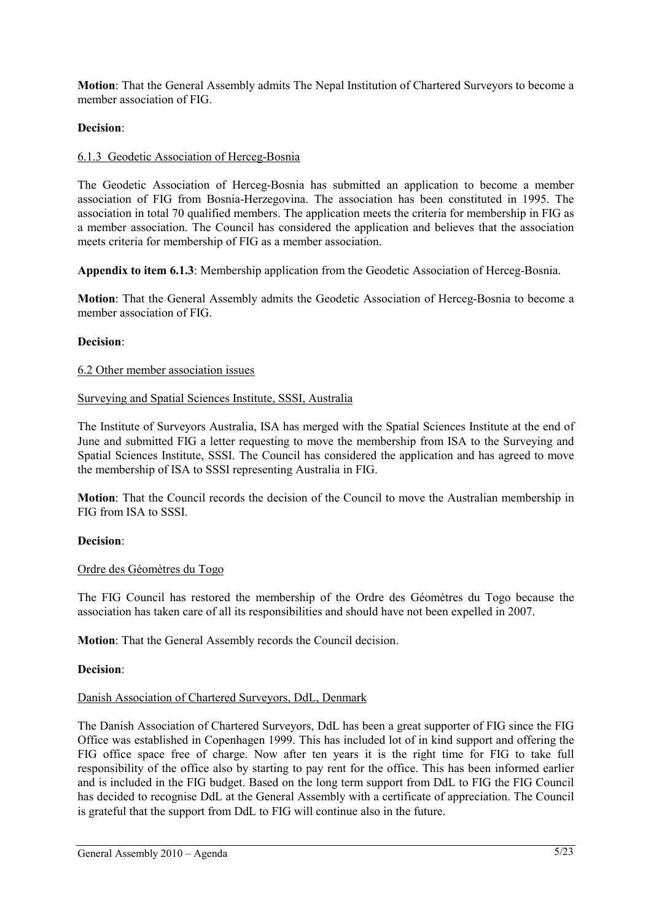**Motion**: That the General Assembly admits The Nepal Institution of Chartered Surveyors to become a member association of FIG.

**Decision**:

6.1.3 Geodetic Association of Herceg-Bosnia

The Geodetic Association of Herceg-Bosnia has submitted an application to become a member association of FIG from Bosnia-Herzegovina. The association has been constituted in 1995. The association in total 70 qualified members. The application meets the criteria for membership in FIG as a member association. The Council has considered the application and believes that the association meets criteria for membership of FIG as a member association.

**Appendix to item 6.1.3**: Membership application from the Geodetic Association of Herceg-Bosnia.

**Motion**: That the General Assembly admits the Geodetic Association of Herceg-Bosnia to become a member association of FIG.

**Decision**:

6.2 Other member association issues

Surveying and Spatial Sciences Institute, SSSI, Australia

The Institute of Surveyors Australia, ISA has merged with the Spatial Sciences Institute at the end of June and submitted FIG a letter requesting to move the membership from ISA to the Surveying and Spatial Sciences Institute, SSSI. The Council has considered the application and has agreed to move the membership of ISA to SSSI representing Australia in FIG.

**Motion**: That the Council records the decision of the Council to move the Australian membership in FIG from ISA to SSSI.

**Decision**:

Ordre des Géomètres du Togo

The FIG Council has restored the membership of the Ordre des Géomètres du Togo because the association has taken care of all its responsibilities and should have not been expelled in 2007.

**Motion**: That the General Assembly records the Council decision.

**Decision**:

Danish Association of Chartered Surveyors, DdL, Denmark

The Danish Association of Chartered Surveyors, DdL has been a great supporter of FIG since the FIG Office was established in Copenhagen 1999. This has included lot of in kind support and offering the FIG office space free of charge. Now after ten years it is the right time for FIG to take full responsibility of the office also by starting to pay rent for the office. This has been informed earlier and is included in the FIG budget. Based on the long term support from DdL to FIG the FIG Council has decided to recognise DdL at the General Assembly with a certificate of appreciation. The Council is grateful that the support from DdL to FIG will continue also in the future.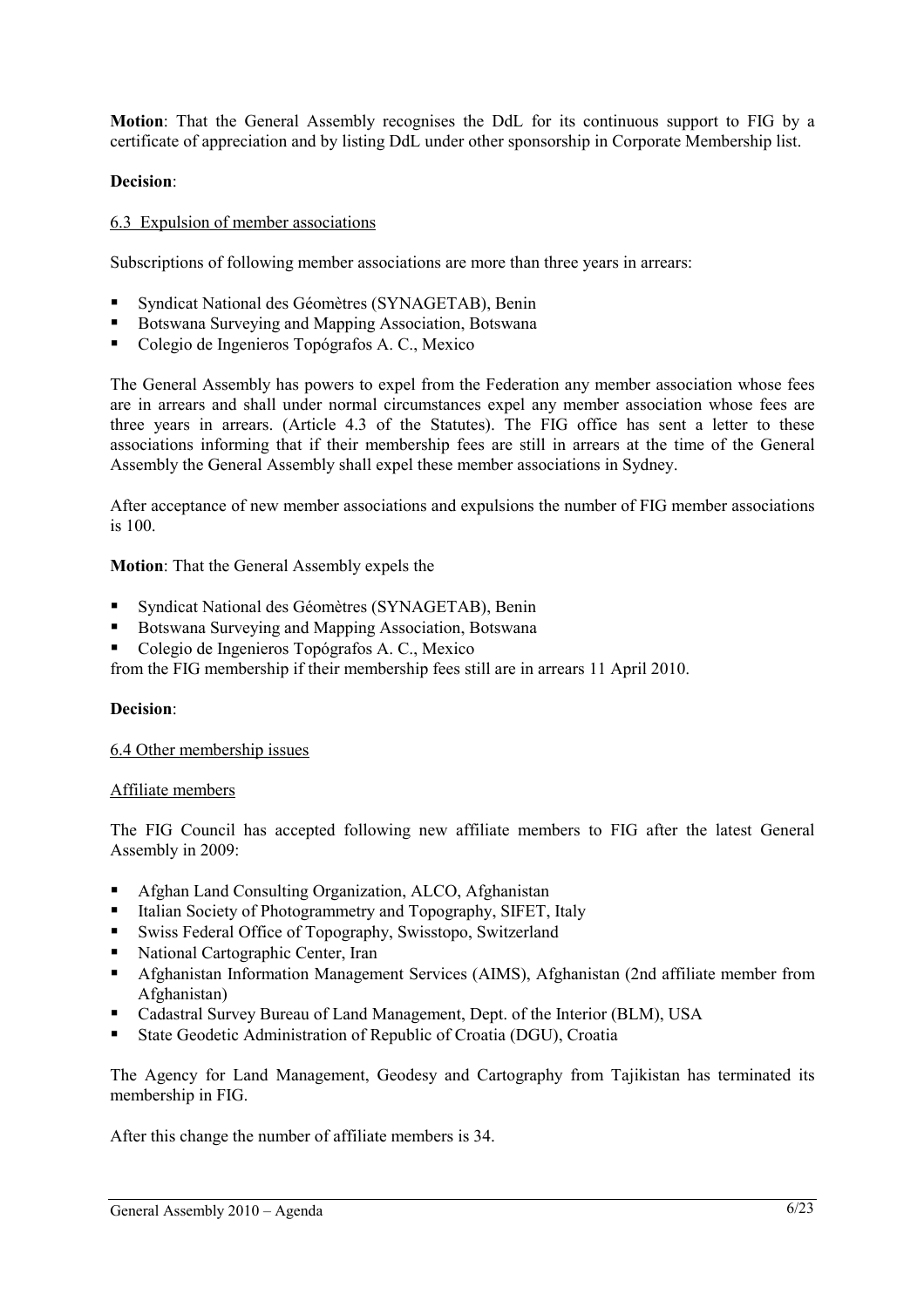**Motion**: That the General Assembly recognises the DdL for its continuous support to FIG by a certificate of appreciation and by listing DdL under other sponsorship in Corporate Membership list.

**Decision**:

6.3 Expulsion of member associations

Subscriptions of following member associations are more than three years in arrears:

- Syndicat National des Géomètres (SYNAGETAB), Benin
- Botswana Surveying and Mapping Association, Botswana
- Colegio de Ingenieros Topógrafos A. C., Mexico

The General Assembly has powers to expel from the Federation any member association whose fees are in arrears and shall under normal circumstances expel any member association whose fees are three years in arrears. (Article 4.3 of the Statutes). The FIG office has sent a letter to these associations informing that if their membership fees are still in arrears at the time of the General Assembly the General Assembly shall expel these member associations in Sydney.

After acceptance of new member associations and expulsions the number of FIG member associations is 100.

**Motion**: That the General Assembly expels the

- Syndicat National des Géomètres (SYNAGETAB), Benin
- Botswana Surveying and Mapping Association, Botswana
- Colegio de Ingenieros Topógrafos A. C., Mexico

from the FIG membership if their membership fees still are in arrears 11 April 2010.

**Decision**:

6.4 Other membership issues

Affiliate members

The FIG Council has accepted following new affiliate members to FIG after the latest General Assembly in 2009:

- Afghan Land Consulting Organization, ALCO, Afghanistan
- Italian Society of Photogrammetry and Topography, SIFET, Italy
- Swiss Federal Office of Topography, Swisstopo, Switzerland
- National Cartographic Center, Iran
- Afghanistan Information Management Services (AIMS), Afghanistan (2nd affiliate member from Afghanistan)
- Cadastral Survey Bureau of Land Management, Dept. of the Interior (BLM), USA
- State Geodetic Administration of Republic of Croatia (DGU), Croatia

The Agency for Land Management, Geodesy and Cartography from Tajikistan has terminated its membership in FIG.

After this change the number of affiliate members is 34.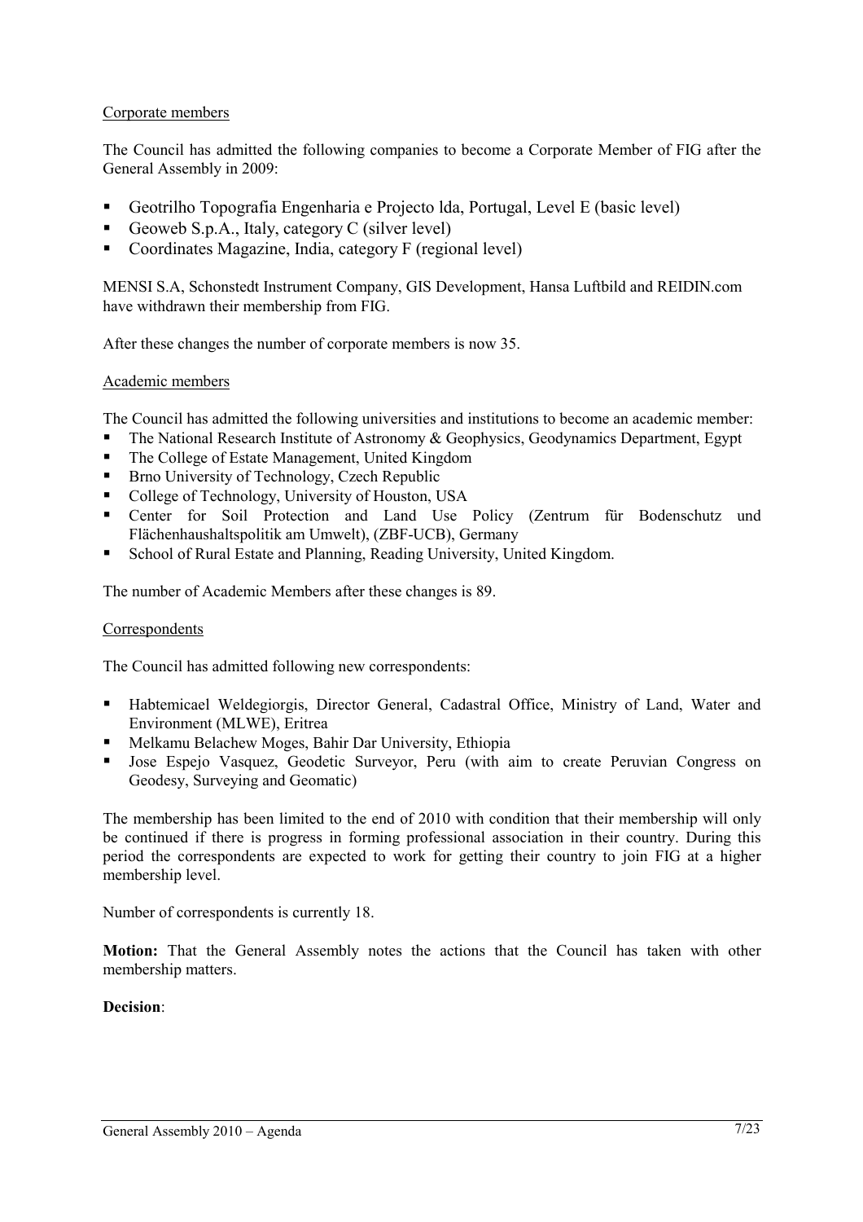Corporate members

The Council has admitted the following companies to become a Corporate Member of FIG after the General Assembly in 2009:

- Geotrilho Topografia Engenharia e Projecto lda, Portugal, Level E (basic level)
- Geoweb S.p.A., Italy, category C (silver level)
- Coordinates Magazine, India, category F (regional level)

MENSI S.A, Schonstedt Instrument Company, GIS Development, Hansa Luftbild and REIDIN.com have withdrawn their membership from FIG.

After these changes the number of corporate members is now 35.

Academic members

The Council has admitted the following universities and institutions to become an academic member:

- The National Research Institute of Astronomy & Geophysics, Geodynamics Department, Egypt
- The College of Estate Management, United Kingdom
- Brno University of Technology, Czech Republic
- College of Technology, University of Houston, USA
- Center for Soil Protection and Land Use Policy (Zentrum für Bodenschutz und Flächenhaushaltspolitik am Umwelt), (ZBF-UCB), Germany
- School of Rural Estate and Planning, Reading University, United Kingdom.

The number of Academic Members after these changes is 89.

Correspondents

The Council has admitted following new correspondents:

- Habtemicael Weldegiorgis, Director General, Cadastral Office, Ministry of Land, Water and Environment (MLWE), Eritrea
- Melkamu Belachew Moges, Bahir Dar University, Ethiopia
- Jose Espejo Vasquez, Geodetic Surveyor, Peru (with aim to create Peruvian Congress on Geodesy, Surveying and Geomatic)

The membership has been limited to the end of 2010 with condition that their membership will only be continued if there is progress in forming professional association in their country. During this period the correspondents are expected to work for getting their country to join FIG at a higher membership level.

Number of correspondents is currently 18.

**Motion:** That the General Assembly notes the actions that the Council has taken with other membership matters.

**Decision**: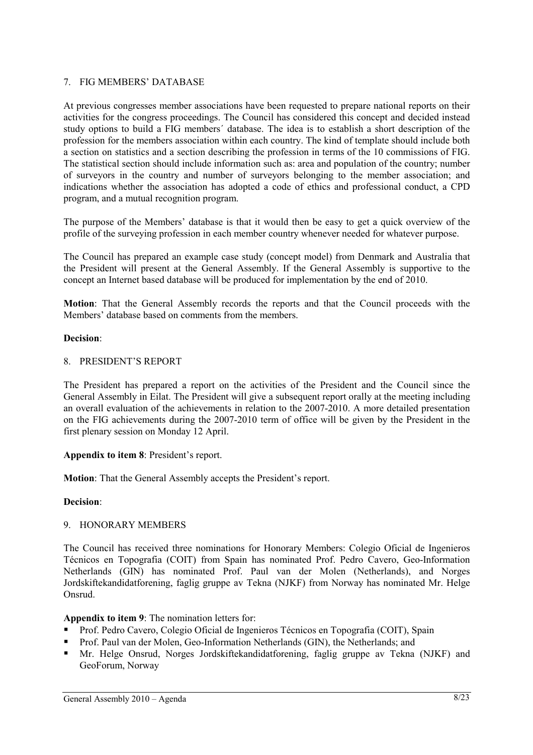## 7. FIG MEMBERS' DATABASE

At previous congresses member associations have been requested to prepare national reports on their activities for the congress proceedings. The Council has considered this concept and decided instead study options to build a FIG members´ database. The idea is to establish a short description of the profession for the members association within each country. The kind of template should include both a section on statistics and a section describing the profession in terms of the 10 commissions of FIG. The statistical section should include information such as: area and population of the country; number of surveyors in the country and number of surveyors belonging to the member association; and indications whether the association has adopted a code of ethics and professional conduct, a CPD program, and a mutual recognition program.

The purpose of the Members' database is that it would then be easy to get a quick overview of the profile of the surveying profession in each member country whenever needed for whatever purpose.

The Council has prepared an example case study (concept model) from Denmark and Australia that the President will present at the General Assembly. If the General Assembly is supportive to the concept an Internet based database will be produced for implementation by the end of 2010.

**Motion**: That the General Assembly records the reports and that the Council proceeds with the Members' database based on comments from the members.

**Decision**:

## 8. PRESIDENT'S REPORT

The President has prepared a report on the activities of the President and the Council since the General Assembly in Eilat. The President will give a subsequent report orally at the meeting including an overall evaluation of the achievements in relation to the 2007-2010. A more detailed presentation on the FIG achievements during the 2007-2010 term of office will be given by the President in the first plenary session on Monday 12 April.

**Appendix to item 8**: President's report.

**Motion**: That the General Assembly accepts the President's report.

**Decision**:

## 9. HONORARY MEMBERS

The Council has received three nominations for Honorary Members: Colegio Oficial de Ingenieros Técnicos en Topografia (COIT) from Spain has nominated Prof. Pedro Cavero, Geo-Information Netherlands (GIN) has nominated Prof. Paul van der Molen (Netherlands), and Norges Jordskiftekandidatforening, faglig gruppe av Tekna (NJKF) from Norway has nominated Mr. Helge Onsrud.

**Appendix to item 9**: The nomination letters for:

- Prof. Pedro Cavero, Colegio Oficial de Ingenieros Técnicos en Topografia (COIT), Spain
- Prof. Paul van der Molen, Geo-Information Netherlands (GIN), the Netherlands; and
- Mr. Helge Onsrud, Norges Jordskiftekandidatforening, faglig gruppe av Tekna (NJKF) and GeoForum, Norway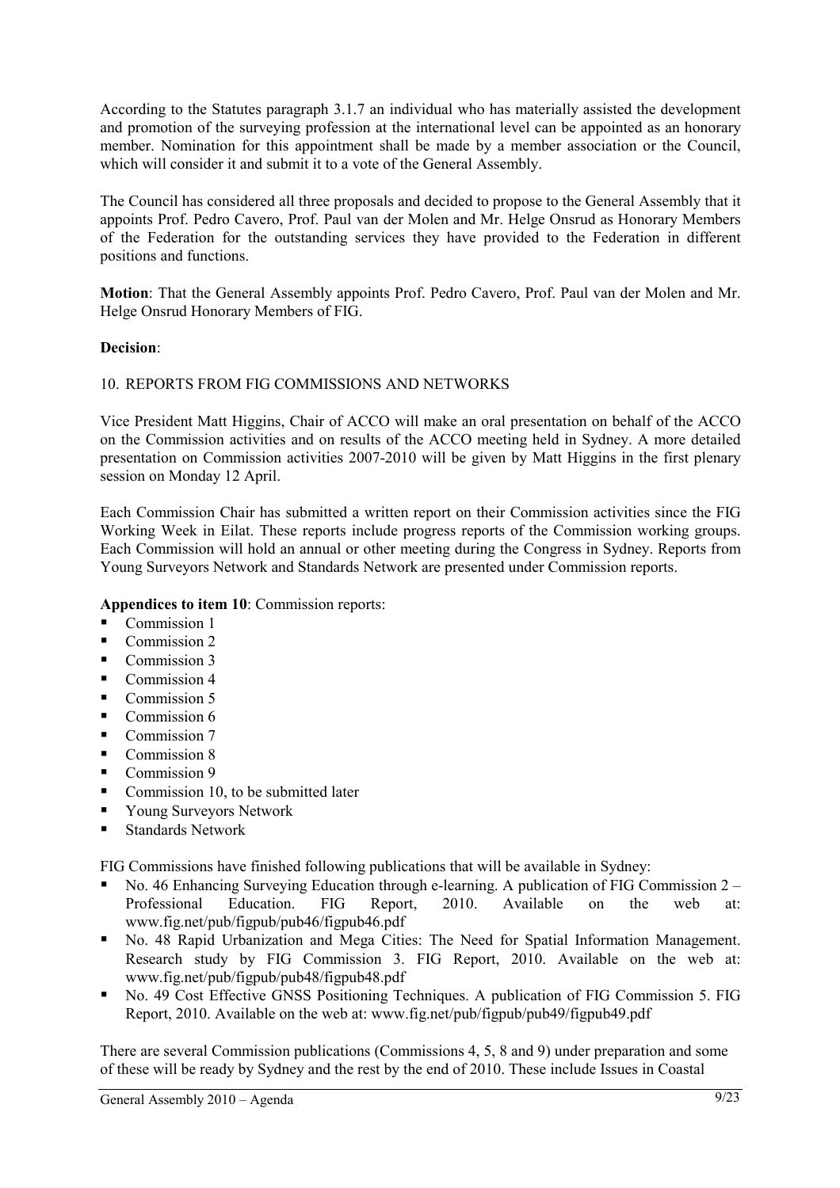According to the Statutes paragraph 3.1.7 an individual who has materially assisted the development and promotion of the surveying profession at the international level can be appointed as an honorary member. Nomination for this appointment shall be made by a member association or the Council, which will consider it and submit it to a vote of the General Assembly.

The Council has considered all three proposals and decided to propose to the General Assembly that it appoints Prof. Pedro Cavero, Prof. Paul van der Molen and Mr. Helge Onsrud as Honorary Members of the Federation for the outstanding services they have provided to the Federation in different positions and functions.

**Motion**: That the General Assembly appoints Prof. Pedro Cavero, Prof. Paul van der Molen and Mr. Helge Onsrud Honorary Members of FIG.

**Decision**:

## 10. REPORTS FROM FIG COMMISSIONS AND NETWORKS

Vice President Matt Higgins, Chair of ACCO will make an oral presentation on behalf of the ACCO on the Commission activities and on results of the ACCO meeting held in Sydney. A more detailed presentation on Commission activities 2007-2010 will be given by Matt Higgins in the first plenary session on Monday 12 April.

Each Commission Chair has submitted a written report on their Commission activities since the FIG Working Week in Eilat. These reports include progress reports of the Commission working groups. Each Commission will hold an annual or other meeting during the Congress in Sydney. Reports from Young Surveyors Network and Standards Network are presented under Commission reports.

**Appendices to item 10**: Commission reports:

- Commission 1
- Commission 2
- Commission 3
- Commission 4
- Commission 5
- Commission 6
- Commission 7
- Commission 8
- Commission 9
- Commission 10, to be submitted later
- Young Surveyors Network
- Standards Network

FIG Commissions have finished following publications that will be available in Sydney:

- No. 46 Enhancing Surveying Education through e-learning. A publication of FIG Commission 2 – Professional Education. FIG Report, 2010. Available on the web at: www.fig.net/pub/figpub/pub46/figpub46.pdf
- No. 48 Rapid Urbanization and Mega Cities: The Need for Spatial Information Management. Research study by FIG Commission 3. FIG Report, 2010. Available on the web at: www.fig.net/pub/figpub/pub48/figpub48.pdf
- No. 49 Cost Effective GNSS Positioning Techniques. A publication of FIG Commission 5. FIG Report, 2010. Available on the web at: www.fig.net/pub/figpub/pub49/figpub49.pdf

There are several Commission publications (Commissions 4, 5, 8 and 9) under preparation and some of these will be ready by Sydney and the rest by the end of 2010. These include Issues in Coastal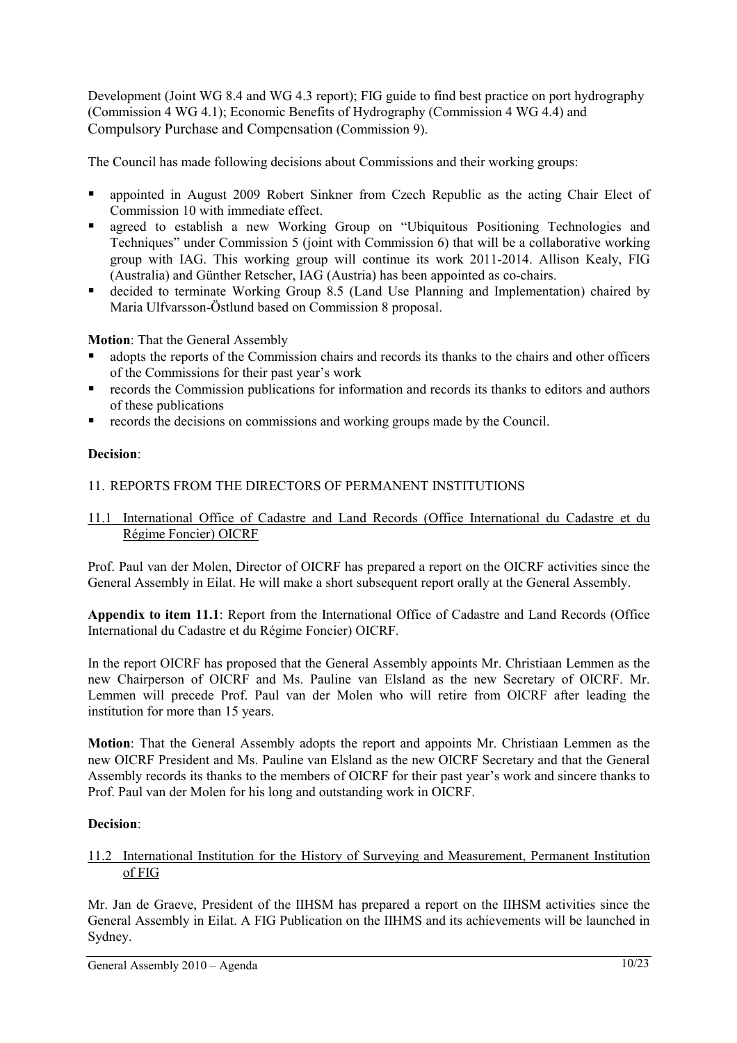Development (Joint WG 8.4 and WG 4.3 report); FIG guide to find best practice on port hydrography (Commission 4 WG 4.1); Economic Benefits of Hydrography (Commission 4 WG 4.4) and Compulsory Purchase and Compensation (Commission 9).

The Council has made following decisions about Commissions and their working groups:

- appointed in August 2009 Robert Sinkner from Czech Republic as the acting Chair Elect of Commission 10 with immediate effect.
- agreed to establish a new Working Group on "Ubiquitous Positioning Technologies and Techniques" under Commission 5 (joint with Commission 6) that will be a collaborative working group with IAG. This working group will continue its work 2011-2014. Allison Kealy, FIG (Australia) and Günther Retscher, IAG (Austria) has been appointed as co-chairs.
- decided to terminate Working Group 8.5 (Land Use Planning and Implementation) chaired by Maria Ulfvarsson-Östlund based on Commission 8 proposal.

**Motion**: That the General Assembly

- adopts the reports of the Commission chairs and records its thanks to the chairs and other officers of the Commissions for their past year's work
- records the Commission publications for information and records its thanks to editors and authors of these publications
- records the decisions on commissions and working groups made by the Council.

**Decision**:

## 11. REPORTS FROM THE DIRECTORS OF PERMANENT INSTITUTIONS

### 11.1 International Office of Cadastre and Land Records (Office International du Cadastre et du Régime Foncier) OICRF

Prof. Paul van der Molen, Director of OICRF has prepared a report on the OICRF activities since the General Assembly in Eilat. He will make a short subsequent report orally at the General Assembly.

**Appendix to item 11.1**: Report from the International Office of Cadastre and Land Records (Office International du Cadastre et du Régime Foncier) OICRF.

In the report OICRF has proposed that the General Assembly appoints Mr. Christiaan Lemmen as the new Chairperson of OICRF and Ms. Pauline van Elsland as the new Secretary of OICRF. Mr. Lemmen will precede Prof. Paul van der Molen who will retire from OICRF after leading the institution for more than 15 years.

**Motion**: That the General Assembly adopts the report and appoints Mr. Christiaan Lemmen as the new OICRF President and Ms. Pauline van Elsland as the new OICRF Secretary and that the General Assembly records its thanks to the members of OICRF for their past year's work and sincere thanks to Prof. Paul van der Molen for his long and outstanding work in OICRF.

**Decision**:

### 11.2 International Institution for the History of Surveying and Measurement, Permanent Institution of FIG

Mr. Jan de Graeve, President of the IIHSM has prepared a report on the IIHSM activities since the General Assembly in Eilat. A FIG Publication on the IIHMS and its achievements will be launched in Sydney.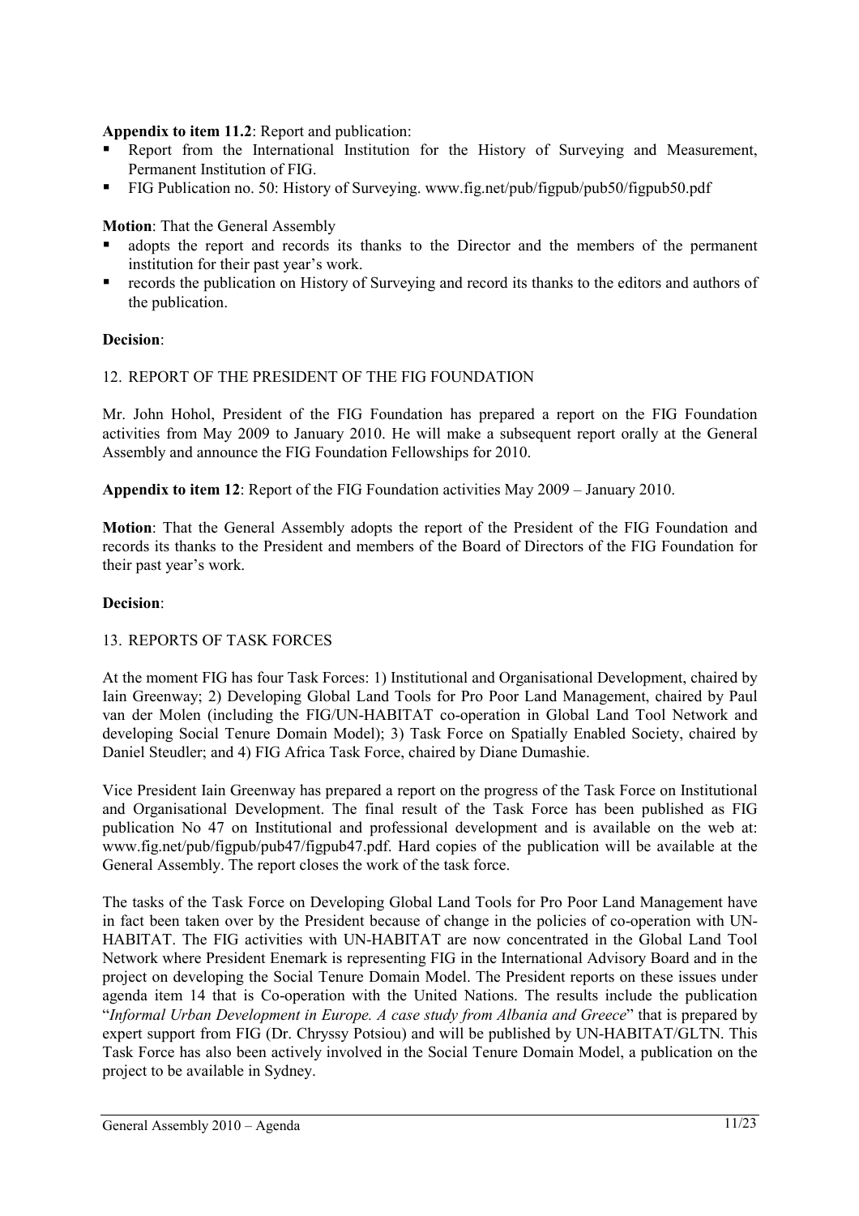**Appendix to item 11.2**: Report and publication:

- Report from the International Institution for the History of Surveying and Measurement, Permanent Institution of FIG.
- FIG Publication no. 50: History of Surveying. www.fig.net/pub/figpub/pub50/figpub50.pdf

**Motion**: That the General Assembly

- adopts the report and records its thanks to the Director and the members of the permanent institution for their past year's work.
- records the publication on History of Surveying and record its thanks to the editors and authors of the publication.

**Decision**:

## 12. REPORT OF THE PRESIDENT OF THE FIG FOUNDATION

Mr. John Hohol, President of the FIG Foundation has prepared a report on the FIG Foundation activities from May 2009 to January 2010. He will make a subsequent report orally at the General Assembly and announce the FIG Foundation Fellowships for 2010.

**Appendix to item 12**: Report of the FIG Foundation activities May 2009 – January 2010.

**Motion**: That the General Assembly adopts the report of the President of the FIG Foundation and records its thanks to the President and members of the Board of Directors of the FIG Foundation for their past year's work.

**Decision**:

## 13. REPORTS OF TASK FORCES

At the moment FIG has four Task Forces: 1) Institutional and Organisational Development, chaired by Iain Greenway; 2) Developing Global Land Tools for Pro Poor Land Management, chaired by Paul van der Molen (including the FIG/UN-HABITAT co-operation in Global Land Tool Network and developing Social Tenure Domain Model); 3) Task Force on Spatially Enabled Society, chaired by Daniel Steudler; and 4) FIG Africa Task Force, chaired by Diane Dumashie.

Vice President Iain Greenway has prepared a report on the progress of the Task Force on Institutional and Organisational Development. The final result of the Task Force has been published as FIG publication No 47 on Institutional and professional development and is available on the web at: www.fig.net/pub/figpub/pub47/figpub47.pdf. Hard copies of the publication will be available at the General Assembly. The report closes the work of the task force.

The tasks of the Task Force on Developing Global Land Tools for Pro Poor Land Management have in fact been taken over by the President because of change in the policies of co-operation with UN-HABITAT. The FIG activities with UN-HABITAT are now concentrated in the Global Land Tool Network where President Enemark is representing FIG in the International Advisory Board and in the project on developing the Social Tenure Domain Model. The President reports on these issues under agenda item 14 that is Co-operation with the United Nations. The results include the publication "*Informal Urban Development in Europe. A case study from Albania and Greece*" that is prepared by expert support from FIG (Dr. Chryssy Potsiou) and will be published by UN-HABITAT/GLTN. This Task Force has also been actively involved in the Social Tenure Domain Model, a publication on the project to be available in Sydney.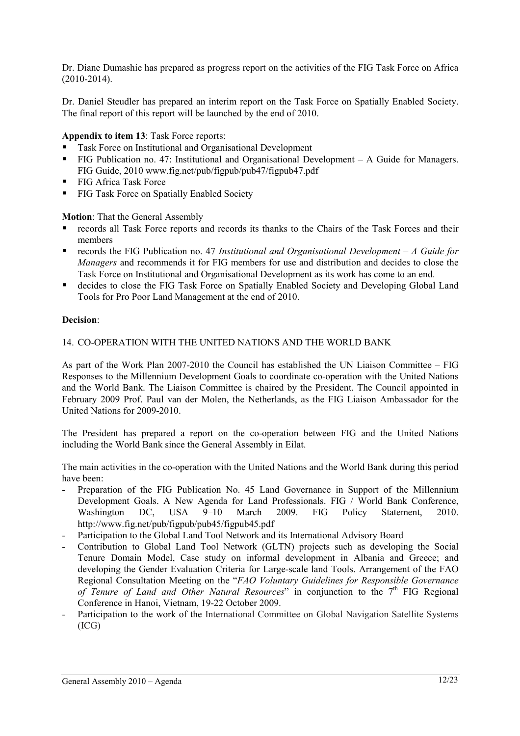Dr. Diane Dumashie has prepared as progress report on the activities of the FIG Task Force on Africa (2010-2014).

Dr. Daniel Steudler has prepared an interim report on the Task Force on Spatially Enabled Society. The final report of this report will be launched by the end of 2010.

**Appendix to item 13**: Task Force reports:

- Task Force on Institutional and Organisational Development
- FIG Publication no. 47: Institutional and Organisational Development – A Guide for Managers. FIG Guide, 2010 www.fig.net/pub/figpub/pub47/figpub47.pdf
- FIG Africa Task Force
- FIG Task Force on Spatially Enabled Society

**Motion**: That the General Assembly

- records all Task Force reports and records its thanks to the Chairs of the Task Forces and their members
- records the FIG Publication no. 47 *Institutional and Organisational Development – A Guide for Managers* and recommends it for FIG members for use and distribution and decides to close the Task Force on Institutional and Organisational Development as its work has come to an end.
- decides to close the FIG Task Force on Spatially Enabled Society and Developing Global Land Tools for Pro Poor Land Management at the end of 2010.

**Decision**:

14. CO-OPERATION WITH THE UNITED NATIONS AND THE WORLD BANK

As part of the Work Plan 2007-2010 the Council has established the UN Liaison Committee – FIG Responses to the Millennium Development Goals to coordinate co-operation with the United Nations and the World Bank. The Liaison Committee is chaired by the President. The Council appointed in February 2009 Prof. Paul van der Molen, the Netherlands, as the FIG Liaison Ambassador for the United Nations for 2009-2010.

The President has prepared a report on the co-operation between FIG and the United Nations including the World Bank since the General Assembly in Eilat.

The main activities in the co-operation with the United Nations and the World Bank during this period have been:

- Preparation of the FIG Publication No. 45 Land Governance in Support of the Millennium Development Goals. A New Agenda for Land Professionals. FIG / World Bank Conference, Washington DC, USA 9–10 March 2009. FIG Policy Statement, 2010. http://www.fig.net/pub/figpub/pub45/figpub45.pdf
- Participation to the Global Land Tool Network and its International Advisory Board
- Contribution to Global Land Tool Network (GLTN) projects such as developing the Social Tenure Domain Model, Case study on informal development in Albania and Greece; and developing the Gender Evaluation Criteria for Large-scale land Tools. Arrangement of the FAO Regional Consultation Meeting on the "*FAO Voluntary Guidelines for Responsible Governance of Tenure of Land and Other Natural Resources*" in conjunction to the 7th FIG Regional Conference in Hanoi, Vietnam, 19-22 October 2009.
- Participation to the work of the International Committee on Global Navigation Satellite Systems (ICG)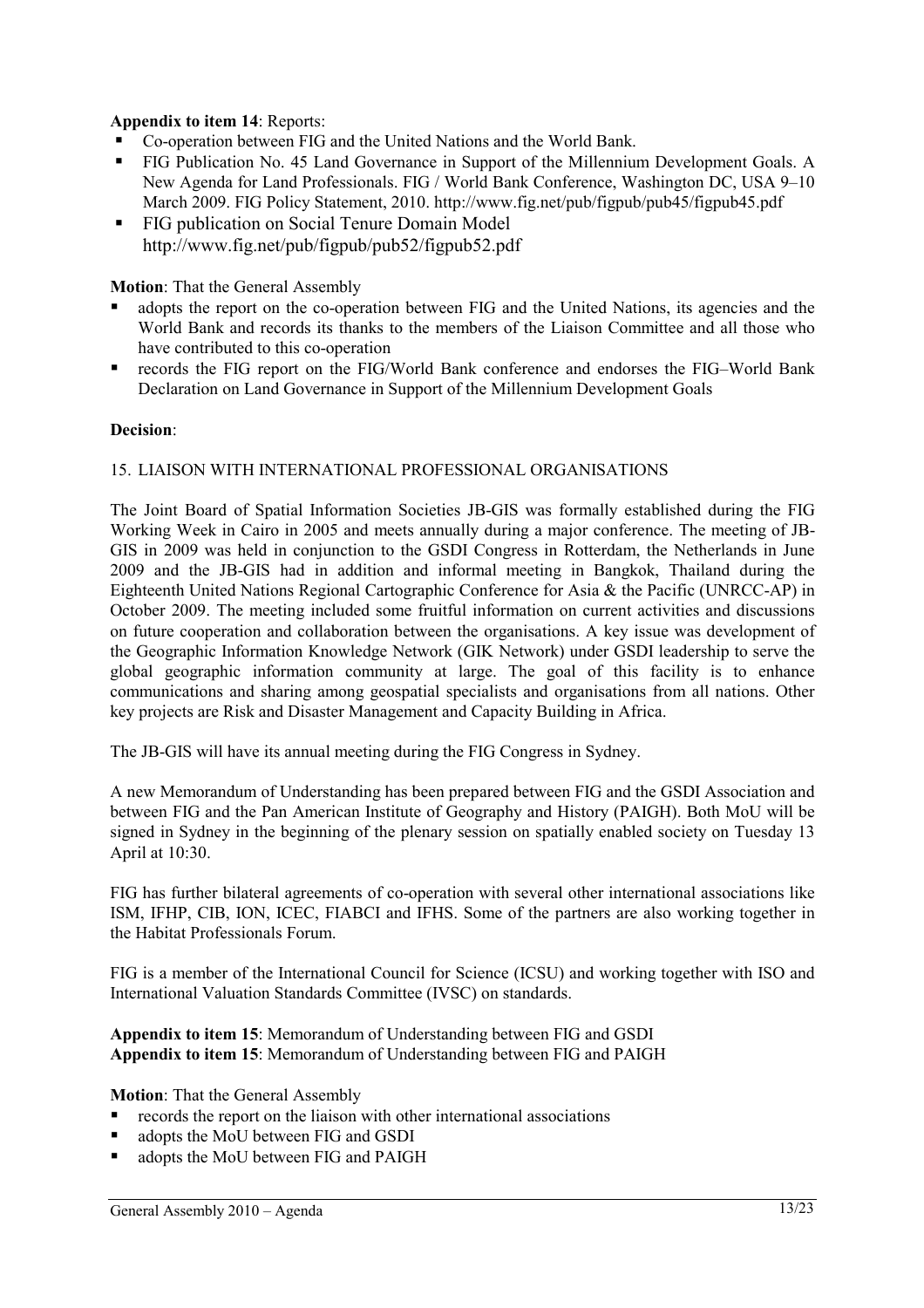**Appendix to item 14**: Reports:

- Co-operation between FIG and the United Nations and the World Bank.
- FIG Publication No. 45 Land Governance in Support of the Millennium Development Goals. A New Agenda for Land Professionals. FIG / World Bank Conference, Washington DC, USA 9–10 March 2009. FIG Policy Statement, 2010. http://www.fig.net/pub/figpub/pub45/figpub45.pdf
- FIG publication on Social Tenure Domain Model http://www.fig.net/pub/figpub/pub52/figpub52.pdf

**Motion**: That the General Assembly

- adopts the report on the co-operation between FIG and the United Nations, its agencies and the World Bank and records its thanks to the members of the Liaison Committee and all those who have contributed to this co-operation
- records the FIG report on the FIG/World Bank conference and endorses the FIG–World Bank Declaration on Land Governance in Support of the Millennium Development Goals

**Decision**:

## 15. LIAISON WITH INTERNATIONAL PROFESSIONAL ORGANISATIONS

The Joint Board of Spatial Information Societies JB-GIS was formally established during the FIG Working Week in Cairo in 2005 and meets annually during a major conference. The meeting of JB-GIS in 2009 was held in conjunction to the GSDI Congress in Rotterdam, the Netherlands in June 2009 and the JB-GIS had in addition and informal meeting in Bangkok, Thailand during the Eighteenth United Nations Regional Cartographic Conference for Asia & the Pacific (UNRCC-AP) in October 2009. The meeting included some fruitful information on current activities and discussions on future cooperation and collaboration between the organisations. A key issue was development of the Geographic Information Knowledge Network (GIK Network) under GSDI leadership to serve the global geographic information community at large. The goal of this facility is to enhance communications and sharing among geospatial specialists and organisations from all nations. Other key projects are Risk and Disaster Management and Capacity Building in Africa.

The JB-GIS will have its annual meeting during the FIG Congress in Sydney.

A new Memorandum of Understanding has been prepared between FIG and the GSDI Association and between FIG and the Pan American Institute of Geography and History (PAIGH). Both MoU will be signed in Sydney in the beginning of the plenary session on spatially enabled society on Tuesday 13 April at 10:30.

FIG has further bilateral agreements of co-operation with several other international associations like ISM, IFHP, CIB, ION, ICEC, FIABCI and IFHS. Some of the partners are also working together in the Habitat Professionals Forum.

FIG is a member of the International Council for Science (ICSU) and working together with ISO and International Valuation Standards Committee (IVSC) on standards.

**Appendix to item 15**: Memorandum of Understanding between FIG and GSDI
**Appendix to item 15**: Memorandum of Understanding between FIG and PAIGH

**Motion**: That the General Assembly

- records the report on the liaison with other international associations
- adopts the MoU between FIG and GSDI
- adopts the MoU between FIG and PAIGH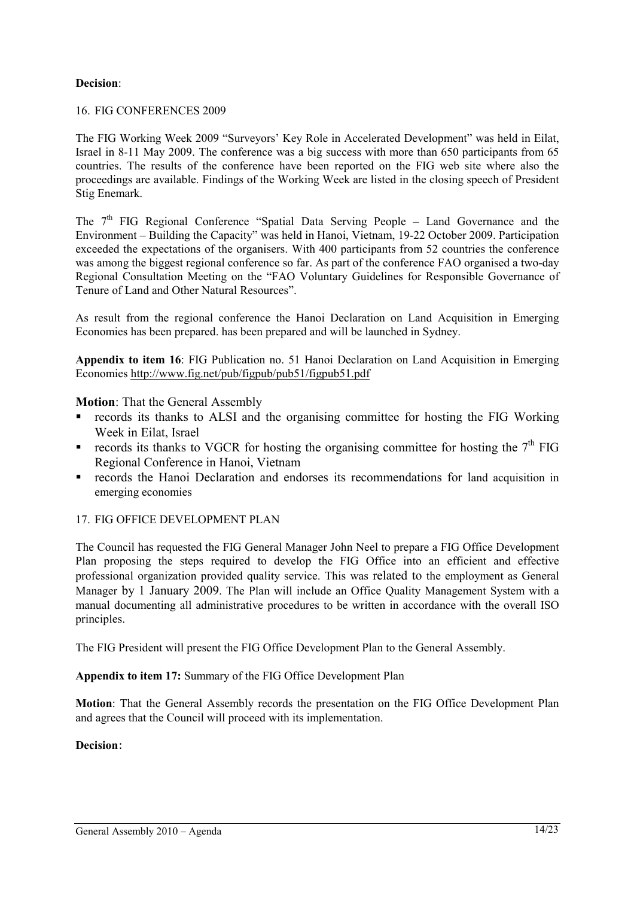**Decision**:

16. FIG CONFERENCES 2009

The FIG Working Week 2009 "Surveyors' Key Role in Accelerated Development" was held in Eilat, Israel in 8-11 May 2009. The conference was a big success with more than 650 participants from 65 countries. The results of the conference have been reported on the FIG web site where also the proceedings are available. Findings of the Working Week are listed in the closing speech of President Stig Enemark.

The 7th FIG Regional Conference "Spatial Data Serving People – Land Governance and the Environment – Building the Capacity" was held in Hanoi, Vietnam, 19-22 October 2009. Participation exceeded the expectations of the organisers. With 400 participants from 52 countries the conference was among the biggest regional conference so far. As part of the conference FAO organised a two-day Regional Consultation Meeting on the "FAO Voluntary Guidelines for Responsible Governance of Tenure of Land and Other Natural Resources".

As result from the regional conference the Hanoi Declaration on Land Acquisition in Emerging Economies has been prepared. has been prepared and will be launched in Sydney.

**Appendix to item 16**: FIG Publication no. 51 Hanoi Declaration on Land Acquisition in Emerging Economies http://www.fig.net/pub/figpub/pub51/figpub51.pdf

**Motion**: That the General Assembly

- records its thanks to ALSI and the organising committee for hosting the FIG Working Week in Eilat, Israel
- records its thanks to VGCR for hosting the organising committee for hosting the 7th FIG Regional Conference in Hanoi, Vietnam
- records the Hanoi Declaration and endorses its recommendations for land acquisition in emerging economies

17. FIG OFFICE DEVELOPMENT PLAN

The Council has requested the FIG General Manager John Neel to prepare a FIG Office Development Plan proposing the steps required to develop the FIG Office into an efficient and effective professional organization provided quality service. This was related to the employment as General Manager by 1 January 2009. The Plan will include an Office Quality Management System with a manual documenting all administrative procedures to be written in accordance with the overall ISO principles.

The FIG President will present the FIG Office Development Plan to the General Assembly.

**Appendix to item 17:** Summary of the FIG Office Development Plan

**Motion**: That the General Assembly records the presentation on the FIG Office Development Plan and agrees that the Council will proceed with its implementation.

**Decision**: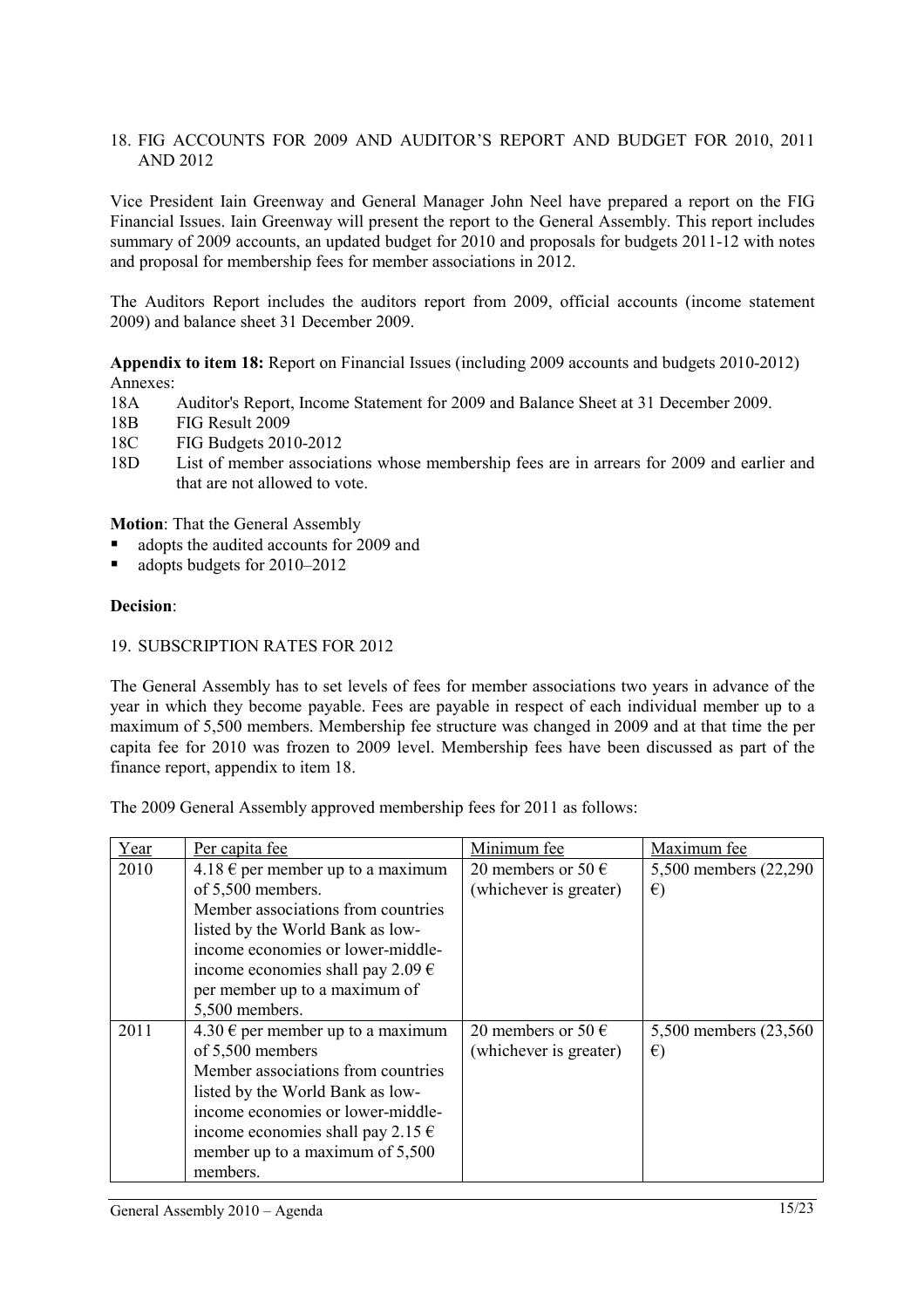## 18. FIG ACCOUNTS FOR 2009 AND AUDITOR'S REPORT AND BUDGET FOR 2010, 2011 AND 2012

Vice President Iain Greenway and General Manager John Neel have prepared a report on the FIG Financial Issues. Iain Greenway will present the report to the General Assembly. This report includes summary of 2009 accounts, an updated budget for 2010 and proposals for budgets 2011-12 with notes and proposal for membership fees for member associations in 2012.

The Auditors Report includes the auditors report from 2009, official accounts (income statement 2009) and balance sheet 31 December 2009.

**Appendix to item 18:** Report on Financial Issues (including 2009 accounts and budgets 2010-2012)
Annexes:

- 18A Auditor's Report, Income Statement for 2009 and Balance Sheet at 31 December 2009.
- 18B FIG Result 2009
- 18C FIG Budgets 2010-2012
- 18D List of member associations whose membership fees are in arrears for 2009 and earlier and that are not allowed to vote.

**Motion**: That the General Assembly

- adopts the audited accounts for 2009 and
- adopts budgets for 2010–2012

**Decision**:

## 19. SUBSCRIPTION RATES FOR 2012

The General Assembly has to set levels of fees for member associations two years in advance of the year in which they become payable. Fees are payable in respect of each individual member up to a maximum of 5,500 members. Membership fee structure was changed in 2009 and at that time the per capita fee for 2010 was frozen to 2009 level. Membership fees have been discussed as part of the finance report, appendix to item 18.

The 2009 General Assembly approved membership fees for 2011 as follows:

| Year | Per capita fee | Minimum fee | Maximum fee |
|---|---|---|---|
| 2010 | 4.18 € per member up to a maximum of 5,500 members. Member associations from countries listed by the World Bank as low-income economies or lower-middle-income economies shall pay 2.09 € per member up to a maximum of 5,500 members. | 20 members or 50 € (whichever is greater) | 5,500 members (22,290 €) |
| 2011 | 4.30 € per member up to a maximum of 5,500 members Member associations from countries listed by the World Bank as low-income economies or lower-middle-income economies shall pay 2.15 € member up to a maximum of 5,500 members. | 20 members or 50 € (whichever is greater) | 5,500 members (23,560 €) |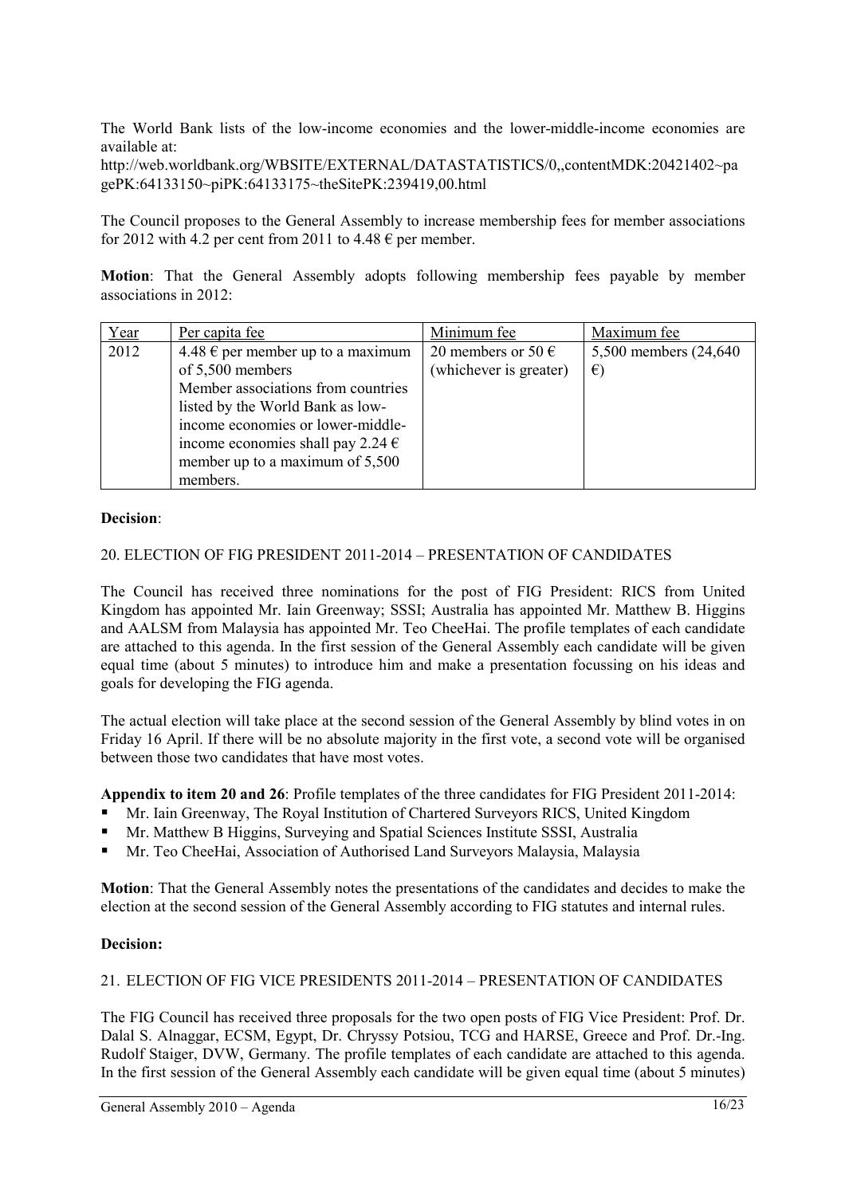The World Bank lists of the low-income economies and the lower-middle-income economies are available at:
http://web.worldbank.org/WBSITE/EXTERNAL/DATASTATISTICS/0,,contentMDK:20421402~pagePK:64133150~piPK:64133175~theSitePK:239419,00.html

The Council proposes to the General Assembly to increase membership fees for member associations for 2012 with 4.2 per cent from 2011 to 4.48 € per member.

**Motion**: That the General Assembly adopts following membership fees payable by member associations in 2012:

| Year | Per capita fee | Minimum fee | Maximum fee |
|---|---|---|---|
| 2012 | 4.48 € per member up to a maximum of 5,500 members<br>Member associations from countries listed by the World Bank as low-income economies or lower-middle-income economies shall pay 2.24 € member up to a maximum of 5,500 members. | 20 members or 50 € (whichever is greater) | 5,500 members (24,640 €) |

**Decision**:

20. ELECTION OF FIG PRESIDENT 2011-2014 – PRESENTATION OF CANDIDATES

The Council has received three nominations for the post of FIG President: RICS from United Kingdom has appointed Mr. Iain Greenway; SSSI; Australia has appointed Mr. Matthew B. Higgins and AALSM from Malaysia has appointed Mr. Teo CheeHai. The profile templates of each candidate are attached to this agenda. In the first session of the General Assembly each candidate will be given equal time (about 5 minutes) to introduce him and make a presentation focussing on his ideas and goals for developing the FIG agenda.

The actual election will take place at the second session of the General Assembly by blind votes in on Friday 16 April. If there will be no absolute majority in the first vote, a second vote will be organised between those two candidates that have most votes.

**Appendix to item 20 and 26**: Profile templates of the three candidates for FIG President 2011-2014:

- Mr. Iain Greenway, The Royal Institution of Chartered Surveyors RICS, United Kingdom
- Mr. Matthew B Higgins, Surveying and Spatial Sciences Institute SSSI, Australia
- Mr. Teo CheeHai, Association of Authorised Land Surveyors Malaysia, Malaysia

**Motion**: That the General Assembly notes the presentations of the candidates and decides to make the election at the second session of the General Assembly according to FIG statutes and internal rules.

**Decision:**

21. ELECTION OF FIG VICE PRESIDENTS 2011-2014 – PRESENTATION OF CANDIDATES

The FIG Council has received three proposals for the two open posts of FIG Vice President: Prof. Dr. Dalal S. Alnaggar, ECSM, Egypt, Dr. Chryssy Potsiou, TCG and HARSE, Greece and Prof. Dr.-Ing. Rudolf Staiger, DVW, Germany. The profile templates of each candidate are attached to this agenda. In the first session of the General Assembly each candidate will be given equal time (about 5 minutes)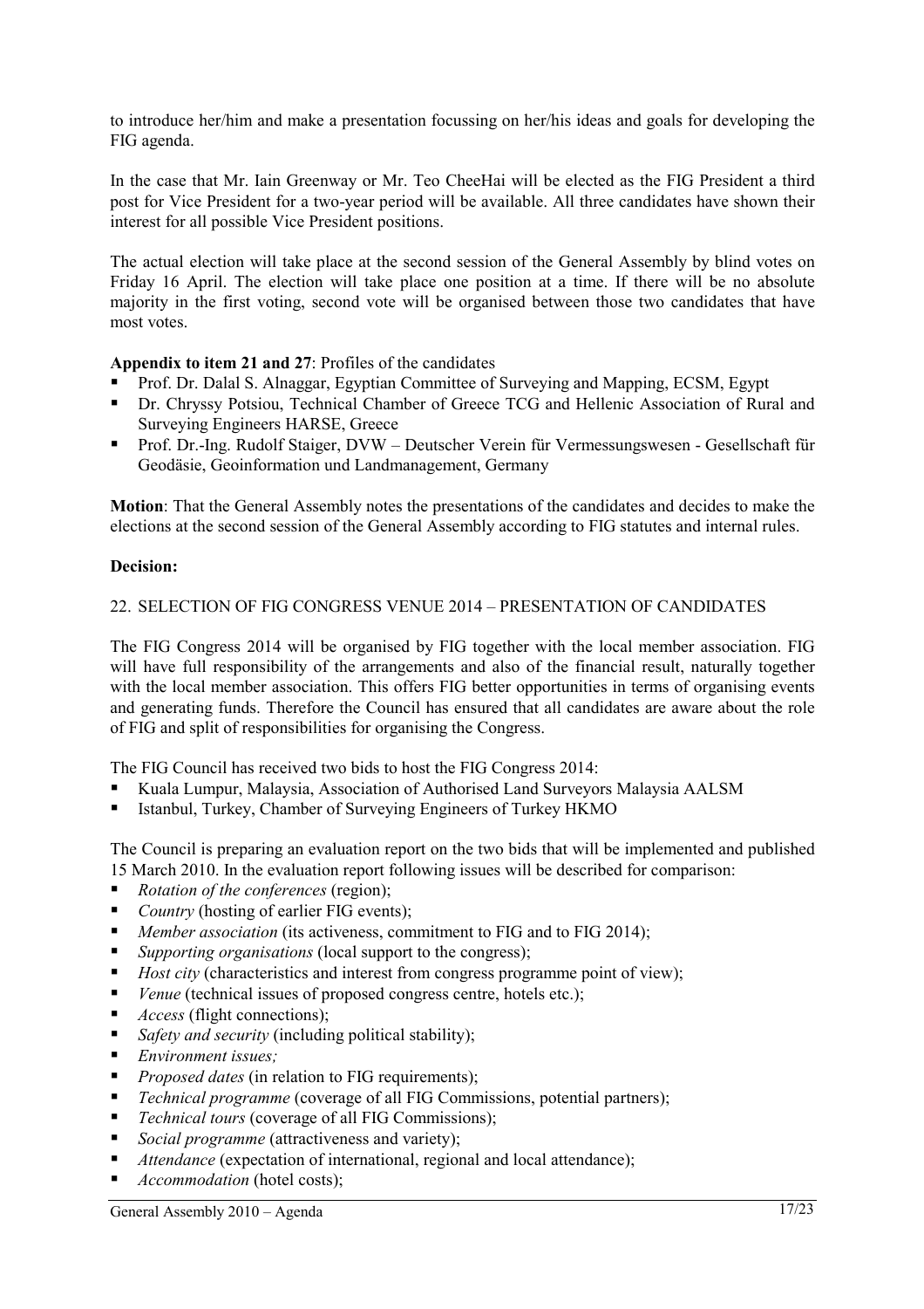to introduce her/him and make a presentation focussing on her/his ideas and goals for developing the FIG agenda.

In the case that Mr. Iain Greenway or Mr. Teo CheeHai will be elected as the FIG President a third post for Vice President for a two-year period will be available. All three candidates have shown their interest for all possible Vice President positions.

The actual election will take place at the second session of the General Assembly by blind votes on Friday 16 April. The election will take place one position at a time. If there will be no absolute majority in the first voting, second vote will be organised between those two candidates that have most votes.

**Appendix to item 21 and 27**: Profiles of the candidates

- Prof. Dr. Dalal S. Alnaggar, Egyptian Committee of Surveying and Mapping, ECSM, Egypt
- Dr. Chryssy Potsiou, Technical Chamber of Greece TCG and Hellenic Association of Rural and Surveying Engineers HARSE, Greece
- Prof. Dr.-Ing. Rudolf Staiger, DVW – Deutscher Verein für Vermessungswesen - Gesellschaft für Geodäsie, Geoinformation und Landmanagement, Germany

**Motion**: That the General Assembly notes the presentations of the candidates and decides to make the elections at the second session of the General Assembly according to FIG statutes and internal rules.

**Decision:**

## 22. SELECTION OF FIG CONGRESS VENUE 2014 – PRESENTATION OF CANDIDATES

The FIG Congress 2014 will be organised by FIG together with the local member association. FIG will have full responsibility of the arrangements and also of the financial result, naturally together with the local member association. This offers FIG better opportunities in terms of organising events and generating funds. Therefore the Council has ensured that all candidates are aware about the role of FIG and split of responsibilities for organising the Congress.

The FIG Council has received two bids to host the FIG Congress 2014:

- Kuala Lumpur, Malaysia, Association of Authorised Land Surveyors Malaysia AALSM
- Istanbul, Turkey, Chamber of Surveying Engineers of Turkey HKMO

The Council is preparing an evaluation report on the two bids that will be implemented and published 15 March 2010. In the evaluation report following issues will be described for comparison:

- *Rotation of the conferences* (region);
- *Country* (hosting of earlier FIG events);
- *Member association* (its activeness, commitment to FIG and to FIG 2014);
- *Supporting organisations* (local support to the congress);
- *Host city* (characteristics and interest from congress programme point of view);
- *Venue* (technical issues of proposed congress centre, hotels etc.);
- *Access* (flight connections);
- *Safety and security* (including political stability);
- *Environment issues;*
- *Proposed dates* (in relation to FIG requirements);
- *Technical programme* (coverage of all FIG Commissions, potential partners);
- *Technical tours* (coverage of all FIG Commissions);
- *Social programme* (attractiveness and variety);
- *Attendance* (expectation of international, regional and local attendance);
- *Accommodation* (hotel costs);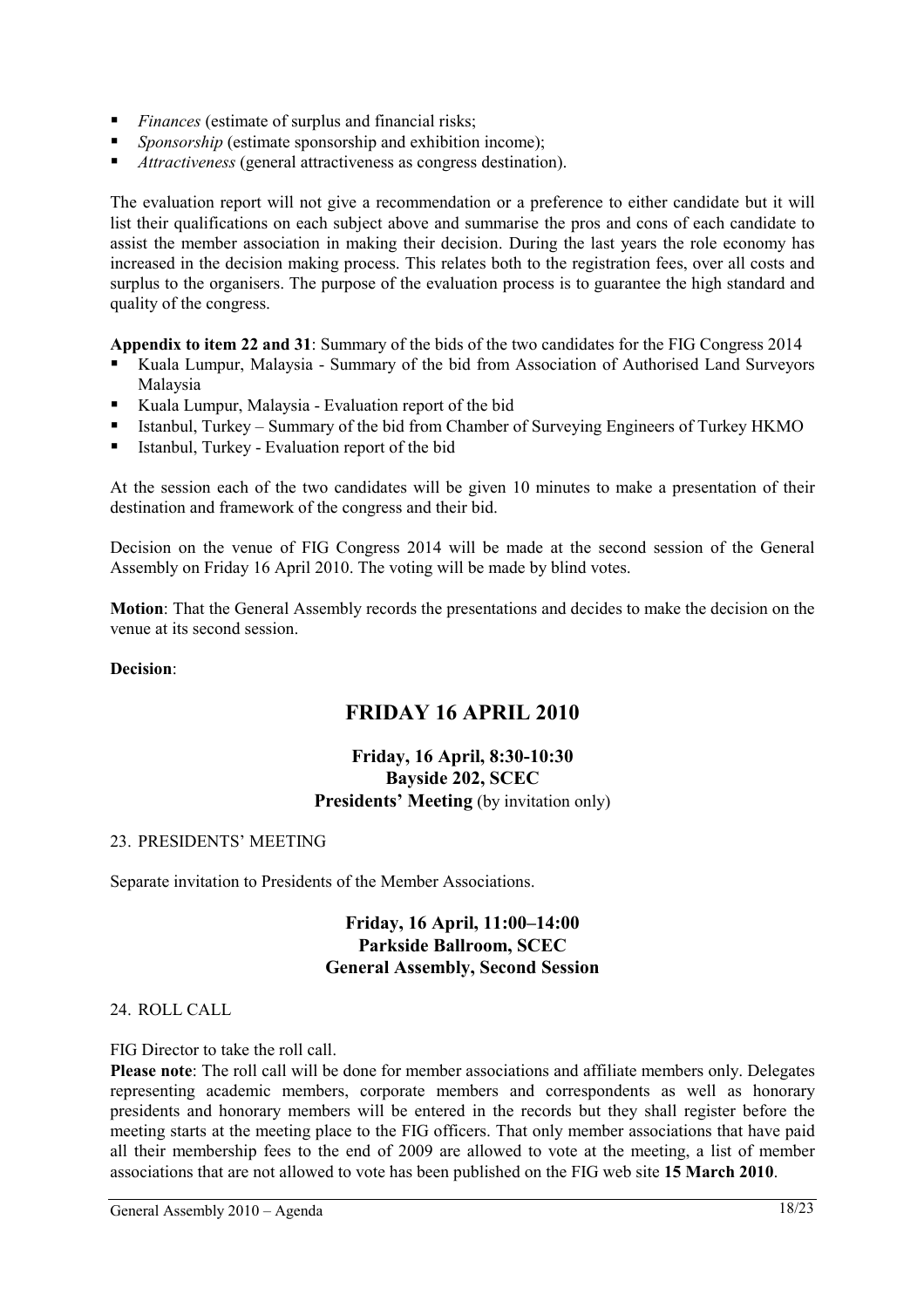- *Finances* (estimate of surplus and financial risks;
- *Sponsorship* (estimate sponsorship and exhibition income);
- *Attractiveness* (general attractiveness as congress destination).

The evaluation report will not give a recommendation or a preference to either candidate but it will list their qualifications on each subject above and summarise the pros and cons of each candidate to assist the member association in making their decision. During the last years the role economy has increased in the decision making process. This relates both to the registration fees, over all costs and surplus to the organisers. The purpose of the evaluation process is to guarantee the high standard and quality of the congress.

**Appendix to item 22 and 31**: Summary of the bids of the two candidates for the FIG Congress 2014

- Kuala Lumpur, Malaysia - Summary of the bid from Association of Authorised Land Surveyors Malaysia
- Kuala Lumpur, Malaysia - Evaluation report of the bid
- Istanbul, Turkey – Summary of the bid from Chamber of Surveying Engineers of Turkey HKMO
- Istanbul, Turkey - Evaluation report of the bid

At the session each of the two candidates will be given 10 minutes to make a presentation of their destination and framework of the congress and their bid.

Decision on the venue of FIG Congress 2014 will be made at the second session of the General Assembly on Friday 16 April 2010. The voting will be made by blind votes.

**Motion**: That the General Assembly records the presentations and decides to make the decision on the venue at its second session.

**Decision**:

# FRIDAY 16 APRIL 2010

### Friday, 16 April, 8:30-10:30
### Bayside 202, SCEC
### Presidents' Meeting (by invitation only)

23. PRESIDENTS' MEETING

Separate invitation to Presidents of the Member Associations.

### Friday, 16 April, 11:00–14:00
### Parkside Ballroom, SCEC
### General Assembly, Second Session

24. ROLL CALL

FIG Director to take the roll call.

**Please note**: The roll call will be done for member associations and affiliate members only. Delegates representing academic members, corporate members and correspondents as well as honorary presidents and honorary members will be entered in the records but they shall register before the meeting starts at the meeting place to the FIG officers. That only member associations that have paid all their membership fees to the end of 2009 are allowed to vote at the meeting, a list of member associations that are not allowed to vote has been published on the FIG web site **15 March 2010**.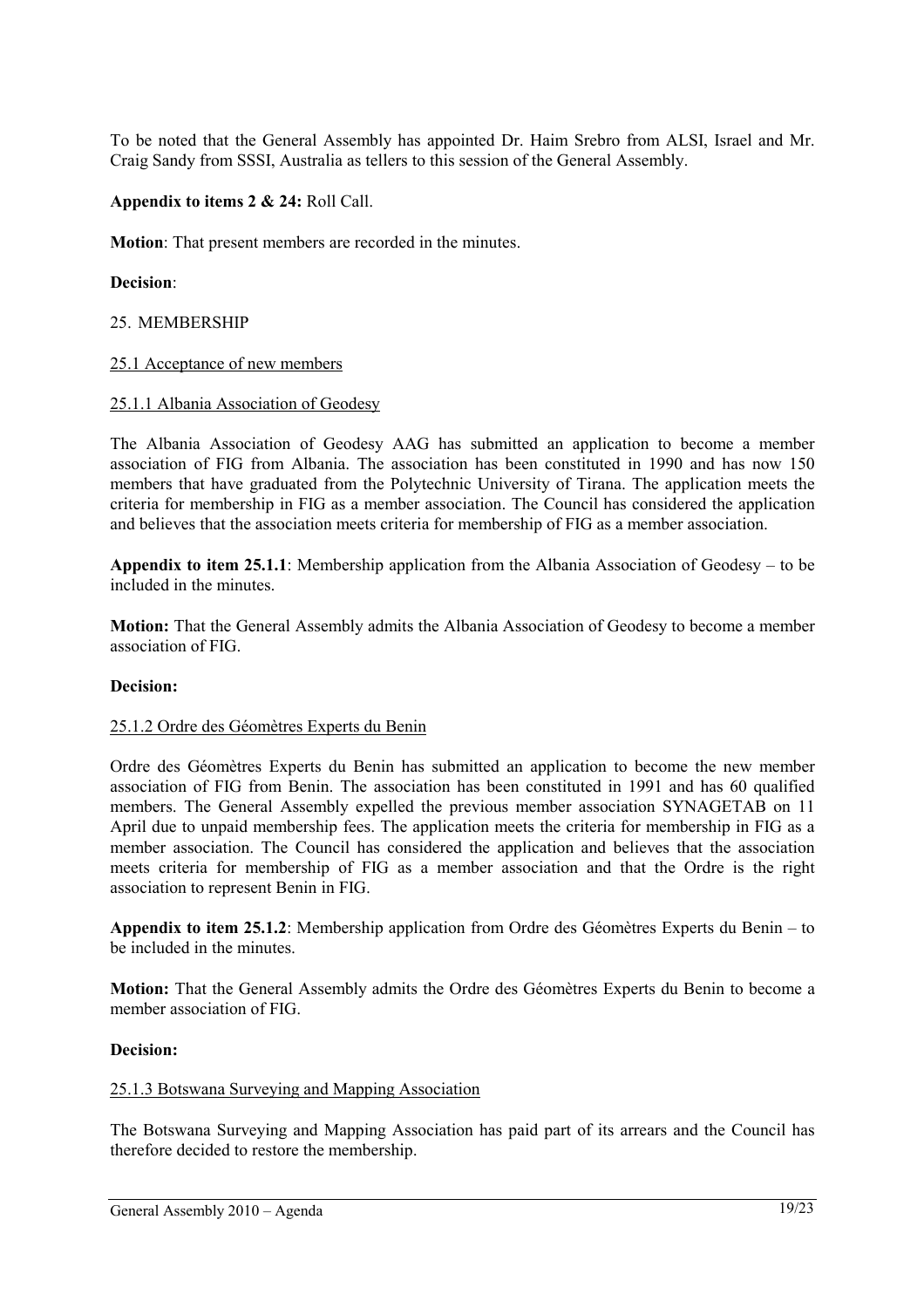To be noted that the General Assembly has appointed Dr. Haim Srebro from ALSI, Israel and Mr. Craig Sandy from SSSI, Australia as tellers to this session of the General Assembly.

**Appendix to items 2 & 24:** Roll Call.

**Motion**: That present members are recorded in the minutes.

**Decision**:

25. MEMBERSHIP

25.1 Acceptance of new members

25.1.1 Albania Association of Geodesy

The Albania Association of Geodesy AAG has submitted an application to become a member association of FIG from Albania. The association has been constituted in 1990 and has now 150 members that have graduated from the Polytechnic University of Tirana. The application meets the criteria for membership in FIG as a member association. The Council has considered the application and believes that the association meets criteria for membership of FIG as a member association.

**Appendix to item 25.1.1**: Membership application from the Albania Association of Geodesy – to be included in the minutes.

**Motion:** That the General Assembly admits the Albania Association of Geodesy to become a member association of FIG.

**Decision:**

25.1.2 Ordre des Géomètres Experts du Benin

Ordre des Géomètres Experts du Benin has submitted an application to become the new member association of FIG from Benin. The association has been constituted in 1991 and has 60 qualified members. The General Assembly expelled the previous member association SYNAGETAB on 11 April due to unpaid membership fees. The application meets the criteria for membership in FIG as a member association. The Council has considered the application and believes that the association meets criteria for membership of FIG as a member association and that the Ordre is the right association to represent Benin in FIG.

**Appendix to item 25.1.2**: Membership application from Ordre des Géomètres Experts du Benin – to be included in the minutes.

**Motion:** That the General Assembly admits the Ordre des Géomètres Experts du Benin to become a member association of FIG.

**Decision:**

25.1.3 Botswana Surveying and Mapping Association

The Botswana Surveying and Mapping Association has paid part of its arrears and the Council has therefore decided to restore the membership.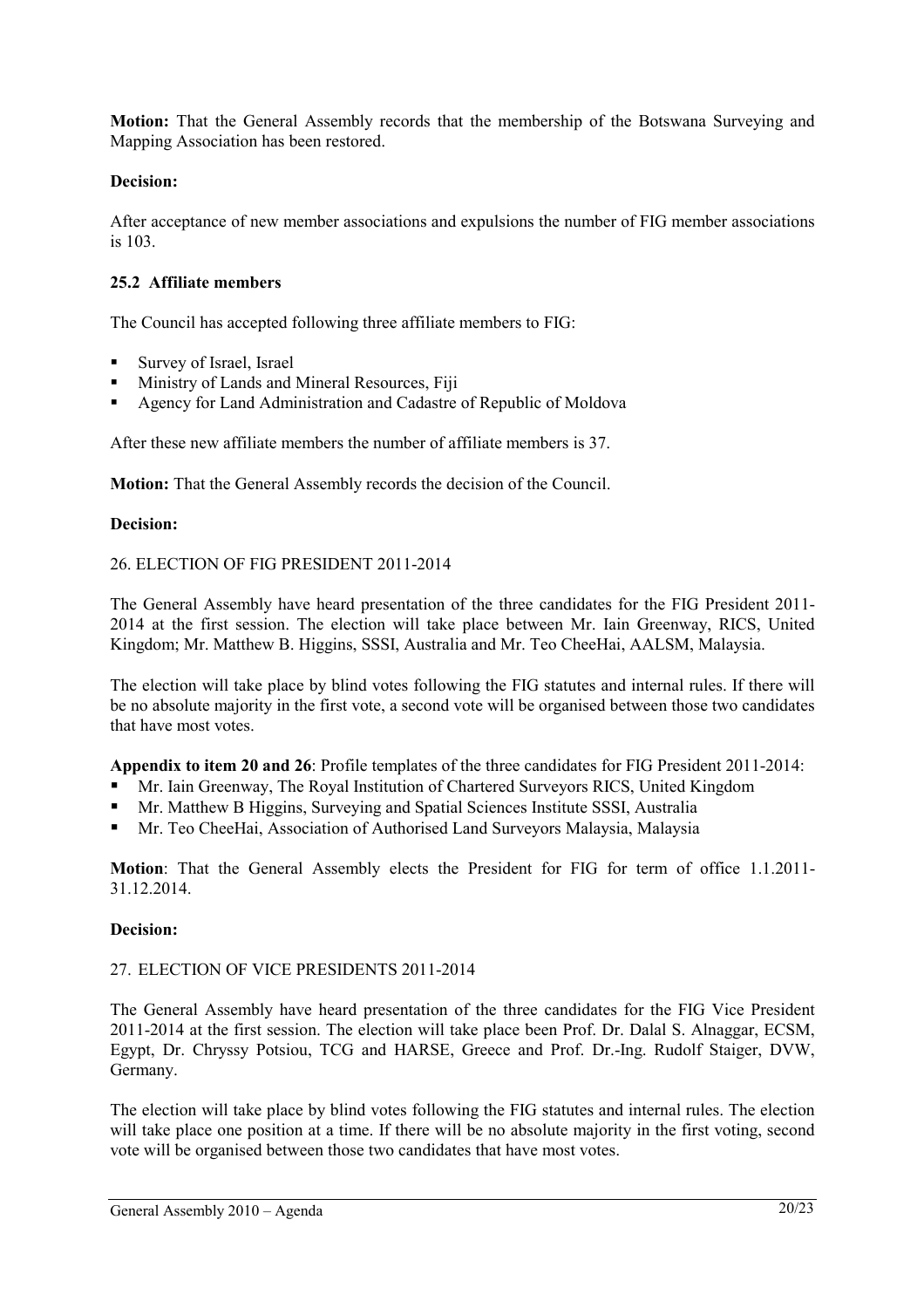**Motion:** That the General Assembly records that the membership of the Botswana Surveying and Mapping Association has been restored.

**Decision:**

After acceptance of new member associations and expulsions the number of FIG member associations is 103.

### 25.2 Affiliate members

The Council has accepted following three affiliate members to FIG:

- Survey of Israel, Israel
- Ministry of Lands and Mineral Resources, Fiji
- Agency for Land Administration and Cadastre of Republic of Moldova

After these new affiliate members the number of affiliate members is 37.

**Motion:** That the General Assembly records the decision of the Council.

**Decision:**

## 26. ELECTION OF FIG PRESIDENT 2011-2014

The General Assembly have heard presentation of the three candidates for the FIG President 2011-2014 at the first session. The election will take place between Mr. Iain Greenway, RICS, United Kingdom; Mr. Matthew B. Higgins, SSSI, Australia and Mr. Teo CheeHai, AALSM, Malaysia.

The election will take place by blind votes following the FIG statutes and internal rules. If there will be no absolute majority in the first vote, a second vote will be organised between those two candidates that have most votes.

**Appendix to item 20 and 26**: Profile templates of the three candidates for FIG President 2011-2014:

- Mr. Iain Greenway, The Royal Institution of Chartered Surveyors RICS, United Kingdom
- Mr. Matthew B Higgins, Surveying and Spatial Sciences Institute SSSI, Australia
- Mr. Teo CheeHai, Association of Authorised Land Surveyors Malaysia, Malaysia

**Motion**: That the General Assembly elects the President for FIG for term of office 1.1.2011-31.12.2014.

**Decision:**

## 27. ELECTION OF VICE PRESIDENTS 2011-2014

The General Assembly have heard presentation of the three candidates for the FIG Vice President 2011-2014 at the first session. The election will take place been Prof. Dr. Dalal S. Alnaggar, ECSM, Egypt, Dr. Chryssy Potsiou, TCG and HARSE, Greece and Prof. Dr.-Ing. Rudolf Staiger, DVW, Germany.

The election will take place by blind votes following the FIG statutes and internal rules. The election will take place one position at a time. If there will be no absolute majority in the first voting, second vote will be organised between those two candidates that have most votes.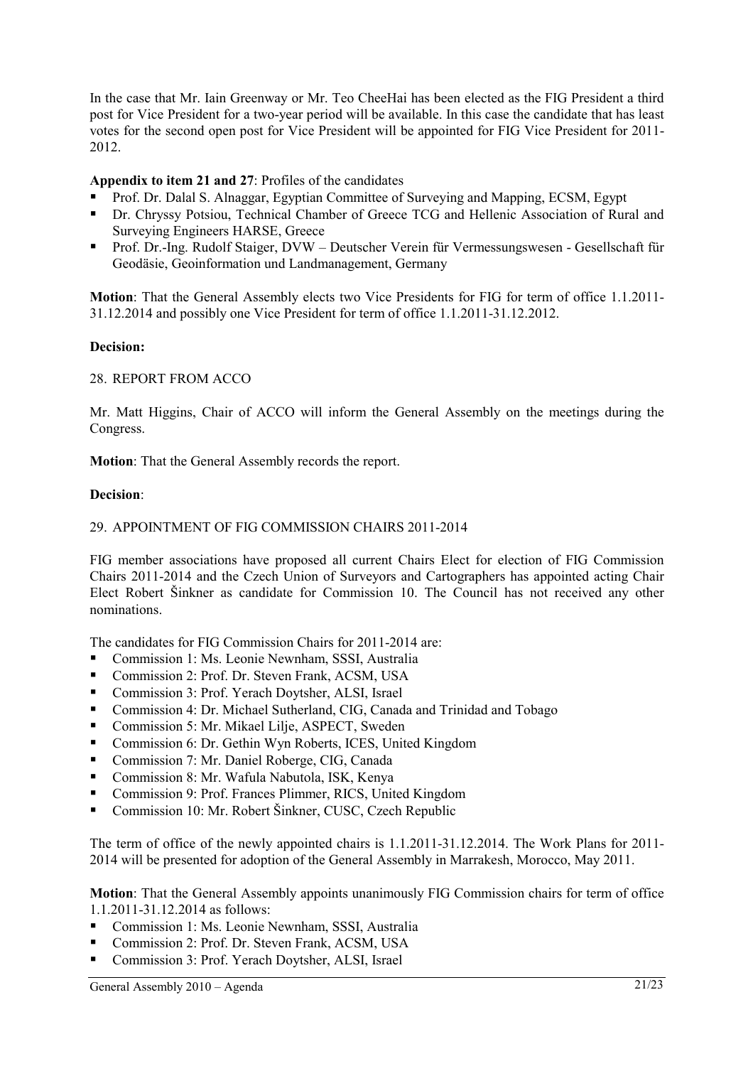In the case that Mr. Iain Greenway or Mr. Teo CheeHai has been elected as the FIG President a third post for Vice President for a two-year period will be available. In this case the candidate that has least votes for the second open post for Vice President will be appointed for FIG Vice President for 2011-2012.

**Appendix to item 21 and 27**: Profiles of the candidates

- Prof. Dr. Dalal S. Alnaggar, Egyptian Committee of Surveying and Mapping, ECSM, Egypt
- Dr. Chryssy Potsiou, Technical Chamber of Greece TCG and Hellenic Association of Rural and Surveying Engineers HARSE, Greece
- Prof. Dr.-Ing. Rudolf Staiger, DVW – Deutscher Verein für Vermessungswesen - Gesellschaft für Geodäsie, Geoinformation und Landmanagement, Germany

**Motion**: That the General Assembly elects two Vice Presidents for FIG for term of office 1.1.2011-31.12.2014 and possibly one Vice President for term of office 1.1.2011-31.12.2012.

**Decision:**

28. REPORT FROM ACCO

Mr. Matt Higgins, Chair of ACCO will inform the General Assembly on the meetings during the Congress.

**Motion**: That the General Assembly records the report.

**Decision**:

29. APPOINTMENT OF FIG COMMISSION CHAIRS 2011-2014

FIG member associations have proposed all current Chairs Elect for election of FIG Commission Chairs 2011-2014 and the Czech Union of Surveyors and Cartographers has appointed acting Chair Elect Robert Šinkner as candidate for Commission 10. The Council has not received any other nominations.

The candidates for FIG Commission Chairs for 2011-2014 are:

- Commission 1: Ms. Leonie Newnham, SSSI, Australia
- Commission 2: Prof. Dr. Steven Frank, ACSM, USA
- Commission 3: Prof. Yerach Doytsher, ALSI, Israel
- Commission 4: Dr. Michael Sutherland, CIG, Canada and Trinidad and Tobago
- Commission 5: Mr. Mikael Lilje, ASPECT, Sweden
- Commission 6: Dr. Gethin Wyn Roberts, ICES, United Kingdom
- Commission 7: Mr. Daniel Roberge, CIG, Canada
- Commission 8: Mr. Wafula Nabutola, ISK, Kenya
- Commission 9: Prof. Frances Plimmer, RICS, United Kingdom
- Commission 10: Mr. Robert Šinkner, CUSC, Czech Republic

The term of office of the newly appointed chairs is 1.1.2011-31.12.2014. The Work Plans for 2011-2014 will be presented for adoption of the General Assembly in Marrakesh, Morocco, May 2011.

**Motion**: That the General Assembly appoints unanimously FIG Commission chairs for term of office 1.1.2011-31.12.2014 as follows:

- Commission 1: Ms. Leonie Newnham, SSSI, Australia
- Commission 2: Prof. Dr. Steven Frank, ACSM, USA
- Commission 3: Prof. Yerach Doytsher, ALSI, Israel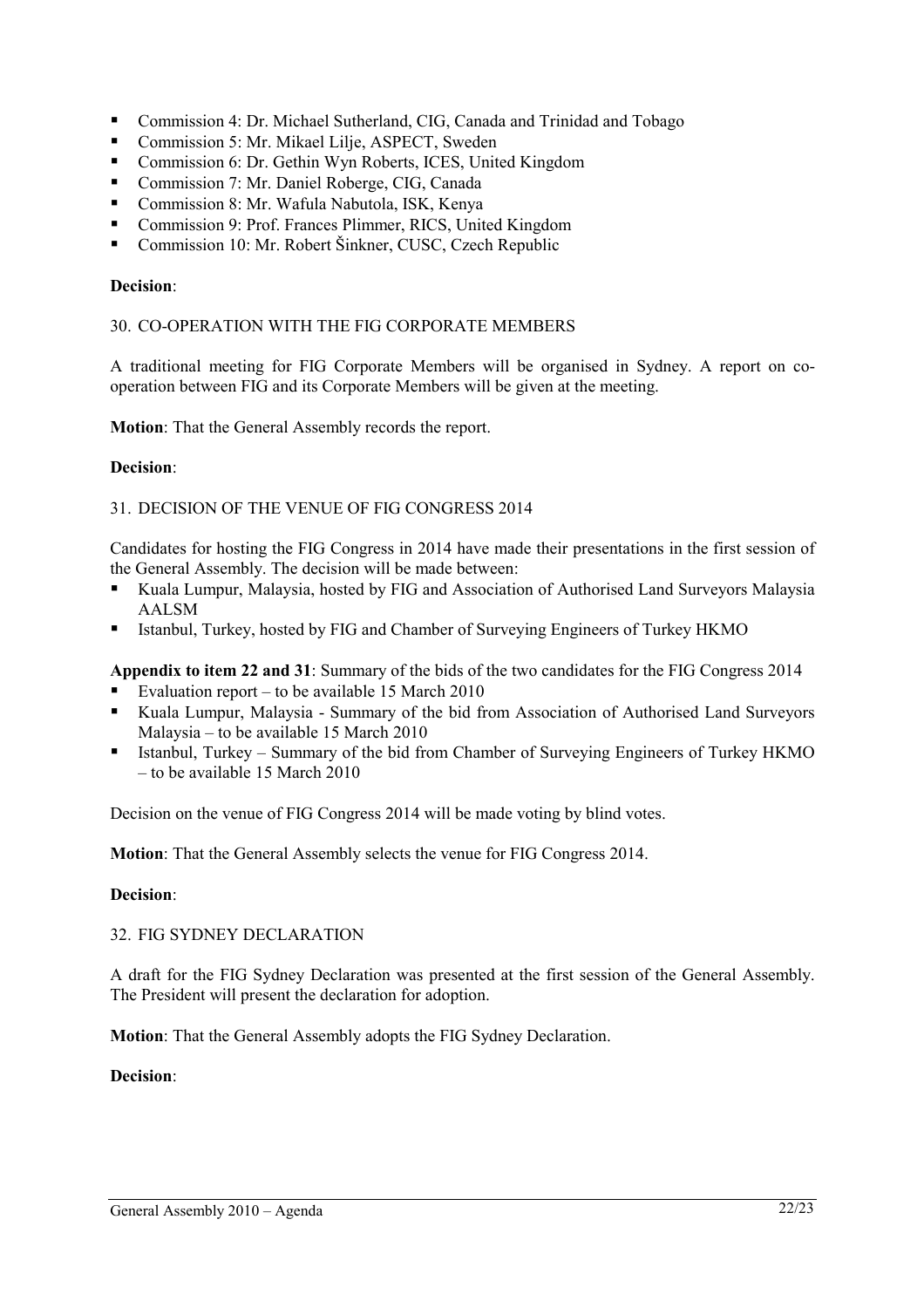- Commission 4: Dr. Michael Sutherland, CIG, Canada and Trinidad and Tobago
- Commission 5: Mr. Mikael Lilje, ASPECT, Sweden
- Commission 6: Dr. Gethin Wyn Roberts, ICES, United Kingdom
- Commission 7: Mr. Daniel Roberge, CIG, Canada
- Commission 8: Mr. Wafula Nabutola, ISK, Kenya
- Commission 9: Prof. Frances Plimmer, RICS, United Kingdom
- Commission 10: Mr. Robert Šinkner, CUSC, Czech Republic

**Decision**:

30. CO-OPERATION WITH THE FIG CORPORATE MEMBERS

A traditional meeting for FIG Corporate Members will be organised in Sydney. A report on co-operation between FIG and its Corporate Members will be given at the meeting.

**Motion**: That the General Assembly records the report.

**Decision**:

31. DECISION OF THE VENUE OF FIG CONGRESS 2014

Candidates for hosting the FIG Congress in 2014 have made their presentations in the first session of the General Assembly. The decision will be made between:

- Kuala Lumpur, Malaysia, hosted by FIG and Association of Authorised Land Surveyors Malaysia AALSM
- Istanbul, Turkey, hosted by FIG and Chamber of Surveying Engineers of Turkey HKMO

**Appendix to item 22 and 31**: Summary of the bids of the two candidates for the FIG Congress 2014

- Evaluation report – to be available 15 March 2010
- Kuala Lumpur, Malaysia - Summary of the bid from Association of Authorised Land Surveyors Malaysia – to be available 15 March 2010
- Istanbul, Turkey – Summary of the bid from Chamber of Surveying Engineers of Turkey HKMO – to be available 15 March 2010

Decision on the venue of FIG Congress 2014 will be made voting by blind votes.

**Motion**: That the General Assembly selects the venue for FIG Congress 2014.

**Decision**:

32. FIG SYDNEY DECLARATION

A draft for the FIG Sydney Declaration was presented at the first session of the General Assembly. The President will present the declaration for adoption.

**Motion**: That the General Assembly adopts the FIG Sydney Declaration.

**Decision**: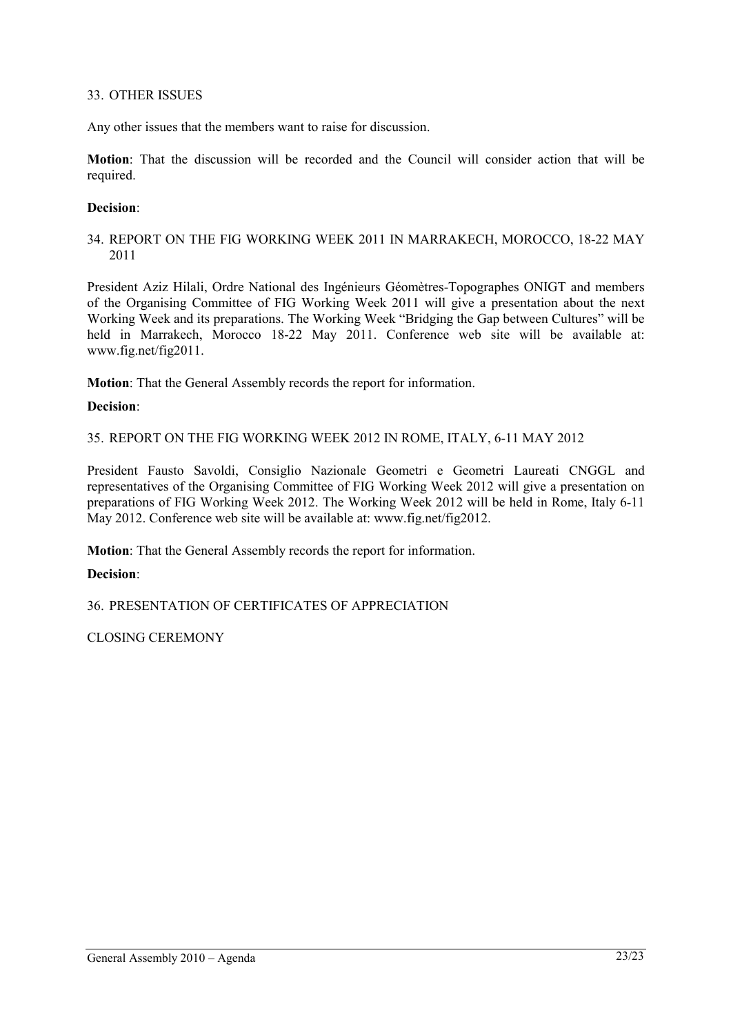## 33. OTHER ISSUES

Any other issues that the members want to raise for discussion.

**Motion**: That the discussion will be recorded and the Council will consider action that will be required.

**Decision**:

## 34. REPORT ON THE FIG WORKING WEEK 2011 IN MARRAKECH, MOROCCO, 18-22 MAY 2011

President Aziz Hilali, Ordre National des Ingénieurs Géomètres-Topographes ONIGT and members of the Organising Committee of FIG Working Week 2011 will give a presentation about the next Working Week and its preparations. The Working Week "Bridging the Gap between Cultures" will be held in Marrakech, Morocco 18-22 May 2011. Conference web site will be available at: www.fig.net/fig2011.

**Motion**: That the General Assembly records the report for information.

**Decision**:

## 35. REPORT ON THE FIG WORKING WEEK 2012 IN ROME, ITALY, 6-11 MAY 2012

President Fausto Savoldi, Consiglio Nazionale Geometri e Geometri Laureati CNGGL and representatives of the Organising Committee of FIG Working Week 2012 will give a presentation on preparations of FIG Working Week 2012. The Working Week 2012 will be held in Rome, Italy 6-11 May 2012. Conference web site will be available at: www.fig.net/fig2012.

**Motion**: That the General Assembly records the report for information.

**Decision**:

## 36. PRESENTATION OF CERTIFICATES OF APPRECIATION

CLOSING CEREMONY